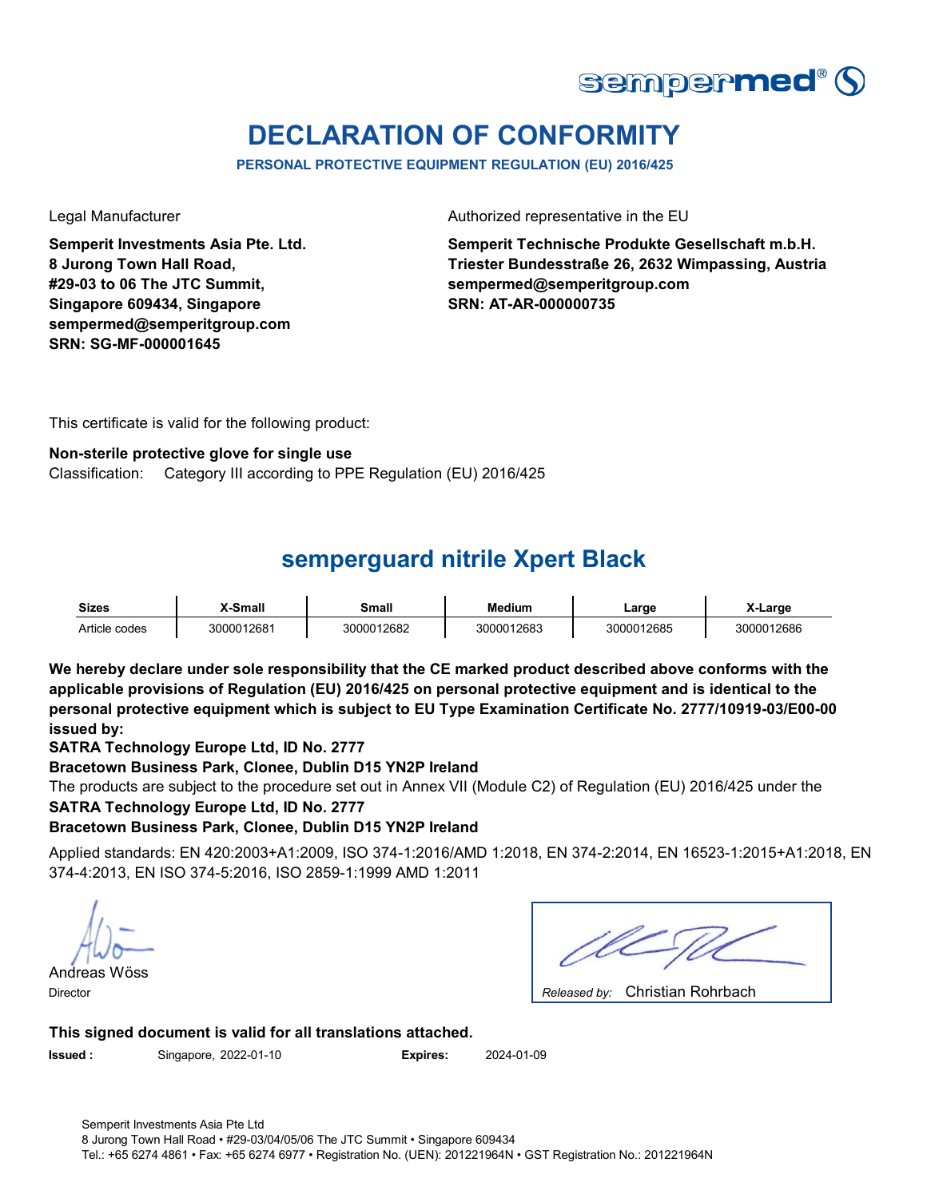sempermed®

# DECLARATION OF CONFORMITY

**PERSONAL PROTECTIVE EQUIPMENT REGULATION (EU) 2016/425**

Legal Manufacturer

**Semperit Investments Asia Pte. Ltd.**
**8 Jurong Town Hall Road,**
**#29-03 to 06 The JTC Summit,**
**Singapore 609434, Singapore**
**sempermed@semperitgroup.com**
**SRN: SG-MF-000001645**

Authorized representative in the EU

**Semperit Technische Produkte Gesellschaft m.b.H.**
**Triester Bundesstraße 26, 2632 Wimpassing, Austria**
**sempermed@semperitgroup.com**
**SRN: AT-AR-000000735**

This certificate is valid for the following product:

**Non-sterile protective glove for single use**
Classification: Category III according to PPE Regulation (EU) 2016/425

## semperguard nitrile Xpert Black

| Sizes | X-Small | Small | Medium | Large | X-Large |
|---|---|---|---|---|---|
| Article codes | 3000012681 | 3000012682 | 3000012683 | 3000012685 | 3000012686 |

**We hereby declare under sole responsibility that the CE marked product described above conforms with the applicable provisions of Regulation (EU) 2016/425 on personal protective equipment and is identical to the personal protective equipment which is subject to EU Type Examination Certificate No. 2777/10919-03/E00-00 issued by:**

**SATRA Technology Europe Ltd, ID No. 2777**
**Bracetown Business Park, Clonee, Dublin D15 YN2P Ireland**

The products are subject to the procedure set out in Annex VII (Module C2) of Regulation (EU) 2016/425 under the

**SATRA Technology Europe Ltd, ID No. 2777**
**Bracetown Business Park, Clonee, Dublin D15 YN2P Ireland**

Applied standards: EN 420:2003+A1:2009, ISO 374-1:2016/AMD 1:2018, EN 374-2:2014, EN 16523-1:2015+A1:2018, EN 374-4:2013, EN ISO 374-5:2016, ISO 2859-1:1999 AMD 1:2011

Andreas Wöss
Director

*Released by:* Christian Rohrbach

**This signed document is valid for all translations attached.**

**Issued :** Singapore, 2022-01-10 **Expires:** 2024-01-09

Semperit Investments Asia Pte Ltd
8 Jurong Town Hall Road • #29-03/04/05/06 The JTC Summit • Singapore 609434
Tel.: +65 6274 4861 • Fax: +65 6274 6977 • Registration No. (UEN): 201221964N • GST Registration No.: 201221964N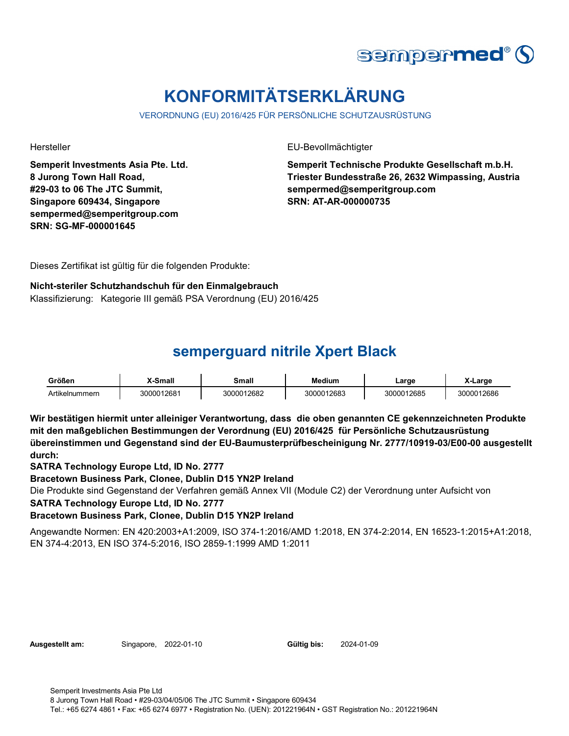# KONFORMITÄTSERKLÄRUNG

VERORDNUNG (EU) 2016/425 FÜR PERSÖNLICHE SCHUTZAUSRÜSTUNG

Hersteller

**Semperit Investments Asia Pte. Ltd.**
**8 Jurong Town Hall Road,**
**#29-03 to 06 The JTC Summit,**
**Singapore 609434, Singapore**
**sempermed@semperitgroup.com**
**SRN: SG-MF-000001645**

EU-Bevollmächtigter

**Semperit Technische Produkte Gesellschaft m.b.H.**
**Triester Bundesstraße 26, 2632 Wimpassing, Austria**
**sempermed@semperitgroup.com**
**SRN: AT-AR-000000735**

Dieses Zertifikat ist gültig für die folgenden Produkte:

**Nicht-steriler Schutzhandschuh für den Einmalgebrauch**
Klassifizierung: Kategorie III gemäß PSA Verordnung (EU) 2016/425

## semperguard nitrile Xpert Black

| Größen | X-Small | Small | Medium | Large | X-Large |
|---|---|---|---|---|---|
| Artikelnummern | 3000012681 | 3000012682 | 3000012683 | 3000012685 | 3000012686 |

**Wir bestätigen hiermit unter alleiniger Verantwortung, dass die oben genannten CE gekennzeichneten Produkte mit den maßgeblichen Bestimmungen der Verordnung (EU) 2016/425 für Persönliche Schutzausrüstung übereinstimmen und Gegenstand sind der EU-Baumusterprüfbescheinigung Nr. 2777/10919-03/E00-00 ausgestellt durch:**
**SATRA Technology Europe Ltd, ID No. 2777**
**Bracetown Business Park, Clonee, Dublin D15 YN2P Ireland**
Die Produkte sind Gegenstand der Verfahren gemäß Annex VII (Module C2) der Verordnung unter Aufsicht von
**SATRA Technology Europe Ltd, ID No. 2777**
**Bracetown Business Park, Clonee, Dublin D15 YN2P Ireland**

Angewandte Normen: EN 420:2003+A1:2009, ISO 374-1:2016/AMD 1:2018, EN 374-2:2014, EN 16523-1:2015+A1:2018, EN 374-4:2013, EN ISO 374-5:2016, ISO 2859-1:1999 AMD 1:2011

**Ausgestellt am:** Singapore, 2022-01-10 **Gültig bis:** 2024-01-09

Semperit Investments Asia Pte Ltd
8 Jurong Town Hall Road • #29-03/04/05/06 The JTC Summit • Singapore 609434
Tel.: +65 6274 4861 • Fax: +65 6274 6977 • Registration No. (UEN): 201221964N • GST Registration No.: 201221964N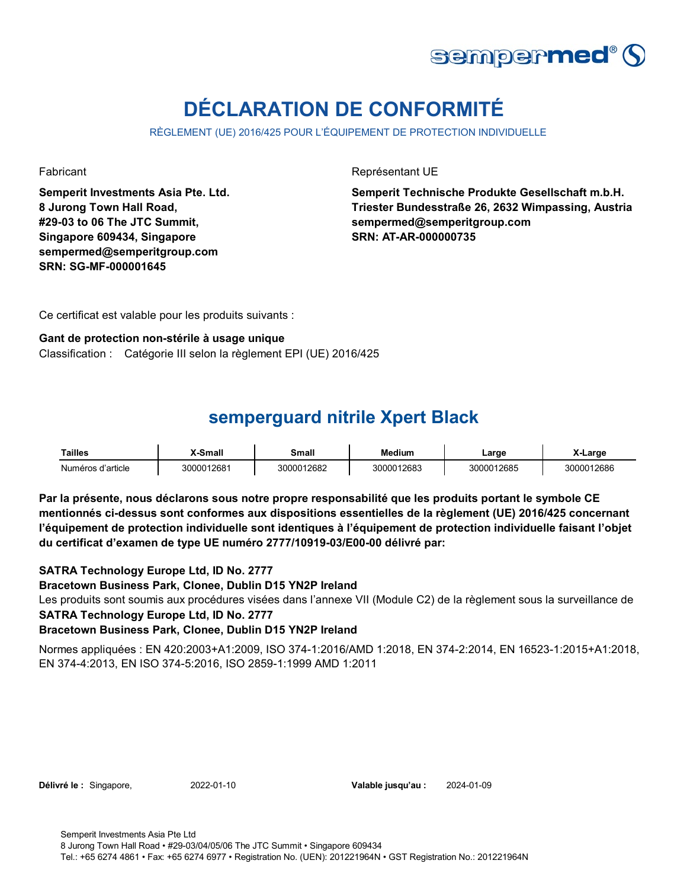# DÉCLARATION DE CONFORMITÉ

RÈGLEMENT (UE) 2016/425 POUR L'ÉQUIPEMENT DE PROTECTION INDIVIDUELLE

Fabricant

**Semperit Investments Asia Pte. Ltd.**
**8 Jurong Town Hall Road,**
**#29-03 to 06 The JTC Summit,**
**Singapore 609434, Singapore**
**sempermed@semperitgroup.com**
**SRN: SG-MF-000001645**

Représentant UE

**Semperit Technische Produkte Gesellschaft m.b.H.**
**Triester Bundesstraße 26, 2632 Wimpassing, Austria**
**sempermed@semperitgroup.com**
**SRN: AT-AR-000000735**

Ce certificat est valable pour les produits suivants :

**Gant de protection non-stérile à usage unique**
Classification : Catégorie III selon la règlement EPI (UE) 2016/425

## semperguard nitrile Xpert Black

| Tailles | X-Small | Small | Medium | Large | X-Large |
|---|---|---|---|---|---|
| Numéros d'article | 3000012681 | 3000012682 | 3000012683 | 3000012685 | 3000012686 |

**Par la présente, nous déclarons sous notre propre responsabilité que les produits portant le symbole CE mentionnés ci-dessus sont conformes aux dispositions essentielles de la règlement (UE) 2016/425 concernant l'équipement de protection individuelle sont identiques à l'équipement de protection individuelle faisant l'objet du certificat d'examen de type UE numéro 2777/10919-03/E00-00 délivré par:**

**SATRA Technology Europe Ltd, ID No. 2777**
**Bracetown Business Park, Clonee, Dublin D15 YN2P Ireland**
Les produits sont soumis aux procédures visées dans l'annexe VII (Module C2) de la règlement sous la surveillance de
**SATRA Technology Europe Ltd, ID No. 2777**
**Bracetown Business Park, Clonee, Dublin D15 YN2P Ireland**

Normes appliquées : EN 420:2003+A1:2009, ISO 374-1:2016/AMD 1:2018, EN 374-2:2014, EN 16523-1:2015+A1:2018, EN 374-4:2013, EN ISO 374-5:2016, ISO 2859-1:1999 AMD 1:2011

**Délivré le :** Singapore, 2022-01-10 **Valable jusqu'au :** 2024-01-09

Semperit Investments Asia Pte Ltd
8 Jurong Town Hall Road • #29-03/04/05/06 The JTC Summit • Singapore 609434
Tel.: +65 6274 4861 • Fax: +65 6274 6977 • Registration No. (UEN): 201221964N • GST Registration No.: 201221964N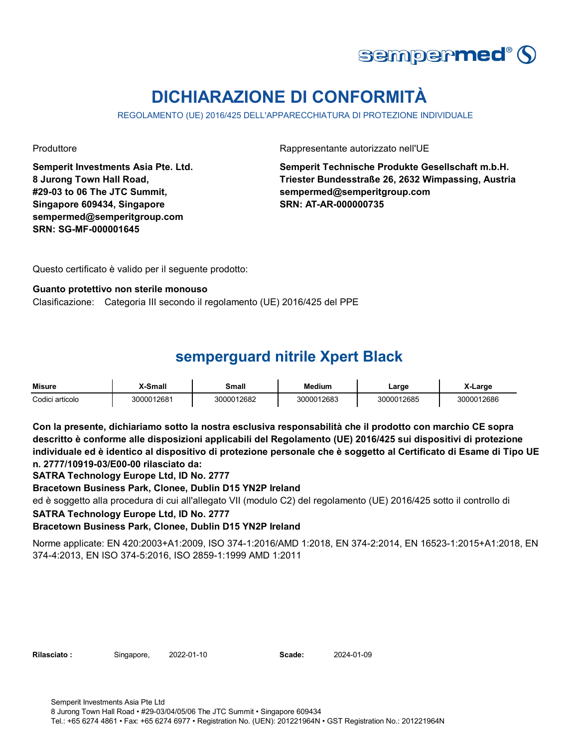sempermed®

# DICHIARAZIONE DI CONFORMITÀ

REGOLAMENTO (UE) 2016/425 DELL'APPARECCHIATURA DI PROTEZIONE INDIVIDUALE

Produttore

**Semperit Investments Asia Pte. Ltd.**
**8 Jurong Town Hall Road,**
**#29-03 to 06 The JTC Summit,**
**Singapore 609434, Singapore**
**sempermed@semperitgroup.com**
**SRN: SG-MF-000001645**

Rappresentante autorizzato nell'UE

**Semperit Technische Produkte Gesellschaft m.b.H.**
**Triester Bundesstraße 26, 2632 Wimpassing, Austria**
**sempermed@semperitgroup.com**
**SRN: AT-AR-000000735**

Questo certificato è valido per il seguente prodotto:

**Guanto protettivo non sterile monouso**
Clasificazione: Categoria III secondo il regolamento (UE) 2016/425 del PPE

## semperguard nitrile Xpert Black

| Misure | X-Small | Small | Medium | Large | X-Large |
|---|---|---|---|---|---|
| Codici articolo | 3000012681 | 3000012682 | 3000012683 | 3000012685 | 3000012686 |

**Con la presente, dichiariamo sotto la nostra esclusiva responsabilità che il prodotto con marchio CE sopra descritto è conforme alle disposizioni applicabili del Regolamento (UE) 2016/425 sui dispositivi di protezione individuale ed è identico al dispositivo di protezione personale che è soggetto al Certificato di Esame di Tipo UE n. 2777/10919-03/E00-00 rilasciato da:**
**SATRA Technology Europe Ltd, ID No. 2777**
**Bracetown Business Park, Clonee, Dublin D15 YN2P Ireland**
ed è soggetto alla procedura di cui all'allegato VII (modulo C2) del regolamento (UE) 2016/425 sotto il controllo di
**SATRA Technology Europe Ltd, ID No. 2777**
**Bracetown Business Park, Clonee, Dublin D15 YN2P Ireland**

Norme applicate: EN 420:2003+A1:2009, ISO 374-1:2016/AMD 1:2018, EN 374-2:2014, EN 16523-1:2015+A1:2018, EN 374-4:2013, EN ISO 374-5:2016, ISO 2859-1:1999 AMD 1:2011

**Rilasciato :** Singapore, 2022-01-10 **Scade:** 2024-01-09

Semperit Investments Asia Pte Ltd
8 Jurong Town Hall Road • #29-03/04/05/06 The JTC Summit • Singapore 609434
Tel.: +65 6274 4861 • Fax: +65 6274 6977 • Registration No. (UEN): 201221964N • GST Registration No.: 201221964N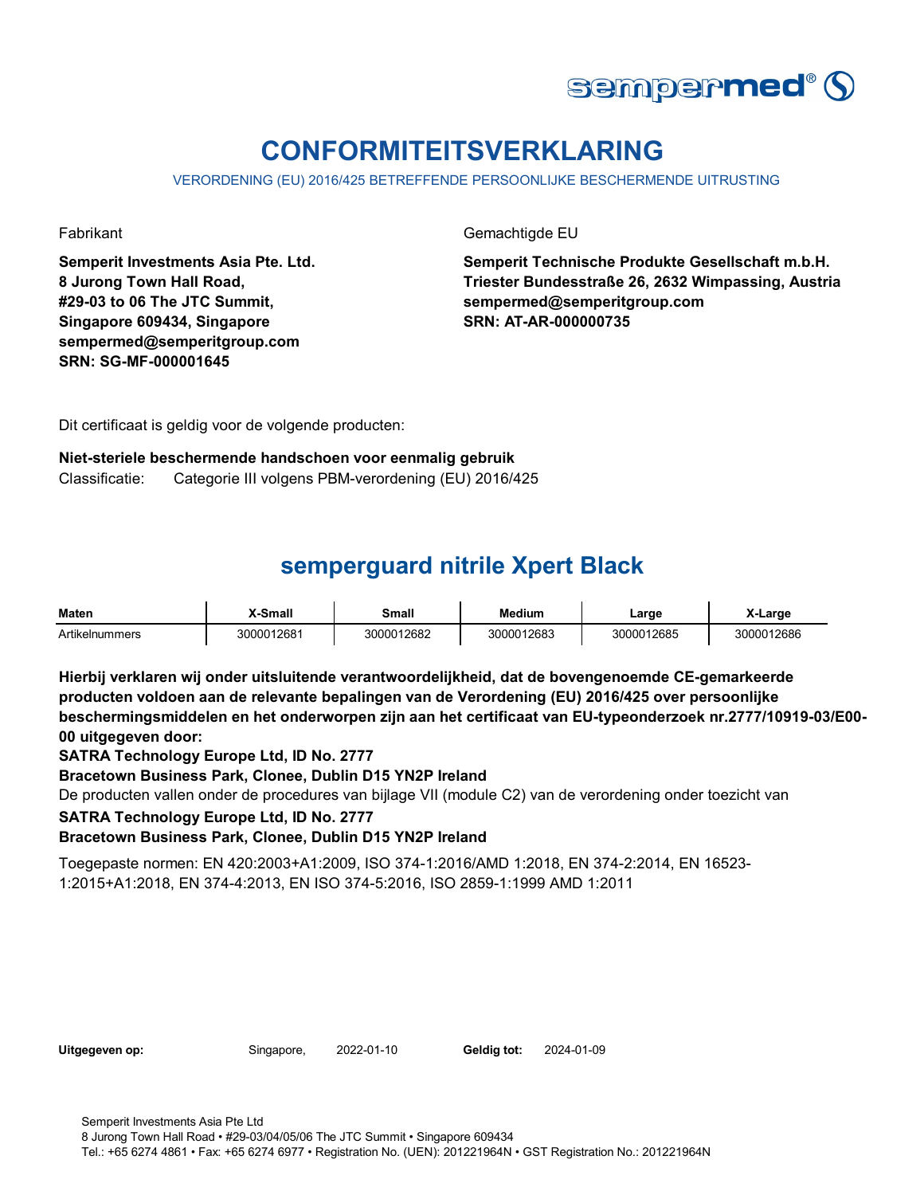# CONFORMITEITSVERKLARING

VERORDENING (EU) 2016/425 BETREFFENDE PERSOONLIJKE BESCHERMENDE UITRUSTING

Fabrikant

**Semperit Investments Asia Pte. Ltd.**
**8 Jurong Town Hall Road,**
**#29-03 to 06 The JTC Summit,**
**Singapore 609434, Singapore**
**sempermed@semperitgroup.com**
**SRN: SG-MF-000001645**

Gemachtigde EU

**Semperit Technische Produkte Gesellschaft m.b.H.**
**Triester Bundesstraße 26, 2632 Wimpassing, Austria**
**sempermed@semperitgroup.com**
**SRN: AT-AR-000000735**

Dit certificaat is geldig voor de volgende producten:

**Niet-steriele beschermende handschoen voor eenmalig gebruik**

Classificatie: Categorie III volgens PBM-verordening (EU) 2016/425

## semperguard nitrile Xpert Black

| Maten | X-Small | Small | Medium | Large | X-Large |
|---|---|---|---|---|---|
| Artikelnummers | 3000012681 | 3000012682 | 3000012683 | 3000012685 | 3000012686 |

**Hierbij verklaren wij onder uitsluitende verantwoordelijkheid, dat de bovengenoemde CE-gemarkeerde producten voldoen aan de relevante bepalingen van de Verordening (EU) 2016/425 over persoonlijke beschermingsmiddelen en het onderworpen zijn aan het certificaat van EU-typeonderzoek nr.2777/10919-03/E00-00 uitgegeven door:**

**SATRA Technology Europe Ltd, ID No. 2777**

**Bracetown Business Park, Clonee, Dublin D15 YN2P Ireland**

De producten vallen onder de procedures van bijlage VII (module C2) van de verordening onder toezicht van

**SATRA Technology Europe Ltd, ID No. 2777**

**Bracetown Business Park, Clonee, Dublin D15 YN2P Ireland**

Toegepaste normen: EN 420:2003+A1:2009, ISO 374-1:2016/AMD 1:2018, EN 374-2:2014, EN 16523-1:2015+A1:2018, EN 374-4:2013, EN ISO 374-5:2016, ISO 2859-1:1999 AMD 1:2011

**Uitgegeven op:** Singapore, 2022-01-10 **Geldig tot:** 2024-01-09

Semperit Investments Asia Pte Ltd
8 Jurong Town Hall Road • #29-03/04/05/06 The JTC Summit • Singapore 609434
Tel.: +65 6274 4861 • Fax: +65 6274 6977 • Registration No. (UEN): 201221964N • GST Registration No.: 201221964N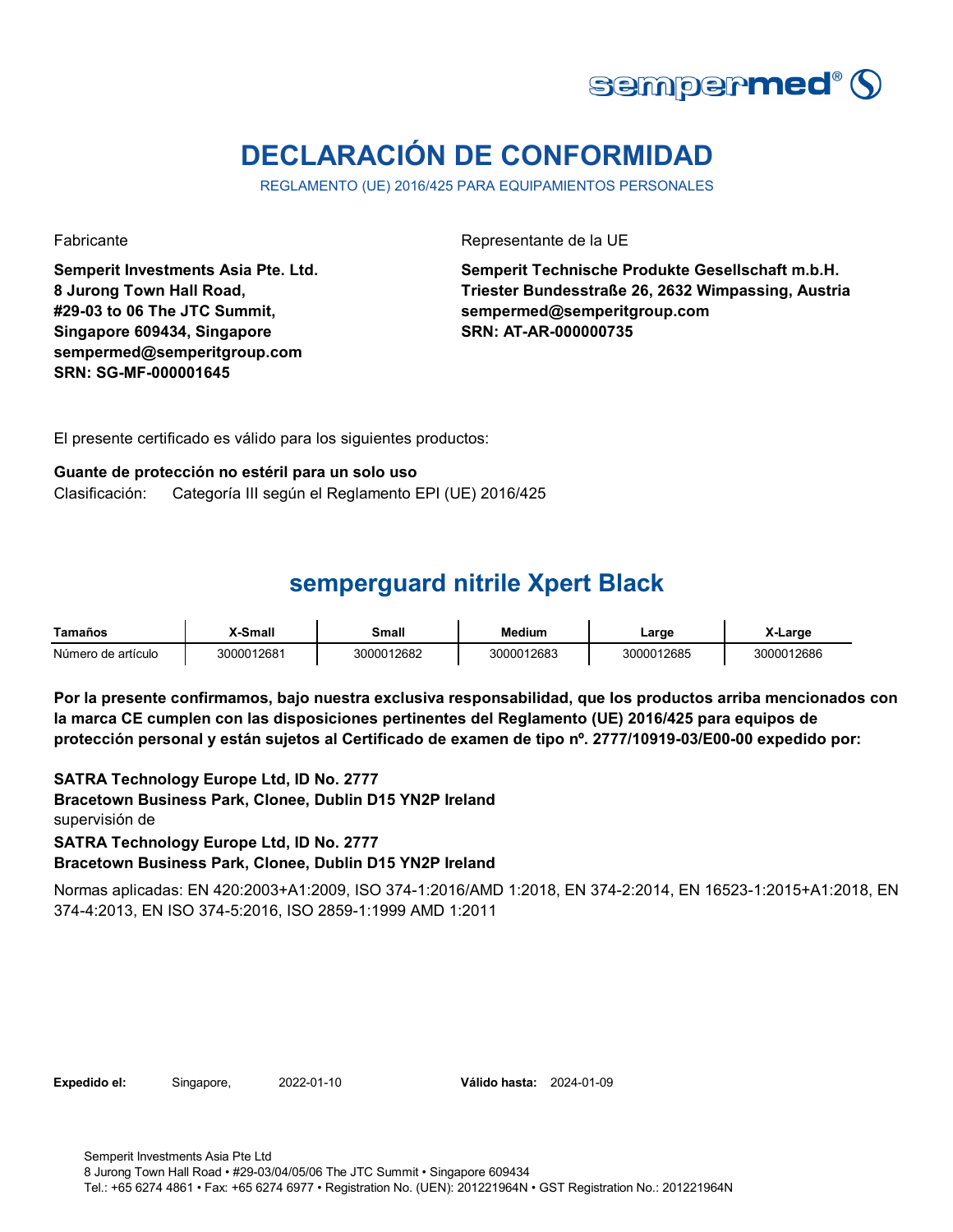# DECLARACIÓN DE CONFORMIDAD

REGLAMENTO (UE) 2016/425 PARA EQUIPAMIENTOS PERSONALES

Fabricante

**Semperit Investments Asia Pte. Ltd.**
**8 Jurong Town Hall Road,**
**#29-03 to 06 The JTC Summit,**
**Singapore 609434, Singapore**
**sempermed@semperitgroup.com**
**SRN: SG-MF-000001645**

Representante de la UE

**Semperit Technische Produkte Gesellschaft m.b.H.**
**Triester Bundesstraße 26, 2632 Wimpassing, Austria**
**sempermed@semperitgroup.com**
**SRN: AT-AR-000000735**

El presente certificado es válido para los siguientes productos:

**Guante de protección no estéril para un solo uso**
Clasificación: Categoría III según el Reglamento EPI (UE) 2016/425

## semperguard nitrile Xpert Black

| Tamaños | X-Small | Small | Medium | Large | X-Large |
|---|---|---|---|---|---|
| Número de artículo | 3000012681 | 3000012682 | 3000012683 | 3000012685 | 3000012686 |

**Por la presente confirmamos, bajo nuestra exclusiva responsabilidad, que los productos arriba mencionados con la marca CE cumplen con las disposiciones pertinentes del Reglamento (UE) 2016/425 para equipos de protección personal y están sujetos al Certificado de examen de tipo nº. 2777/10919-03/E00-00 expedido por:**

**SATRA Technology Europe Ltd, ID No. 2777**
**Bracetown Business Park, Clonee, Dublin D15 YN2P Ireland**
supervisión de
**SATRA Technology Europe Ltd, ID No. 2777**
**Bracetown Business Park, Clonee, Dublin D15 YN2P Ireland**

Normas aplicadas: EN 420:2003+A1:2009, ISO 374-1:2016/AMD 1:2018, EN 374-2:2014, EN 16523-1:2015+A1:2018, EN 374-4:2013, EN ISO 374-5:2016, ISO 2859-1:1999 AMD 1:2011

**Expedido el:** Singapore, 2022-01-10 **Válido hasta:** 2024-01-09

Semperit Investments Asia Pte Ltd
8 Jurong Town Hall Road • #29-03/04/05/06 The JTC Summit • Singapore 609434
Tel.: +65 6274 4861 • Fax: +65 6274 6977 • Registration No. (UEN): 201221964N • GST Registration No.: 201221964N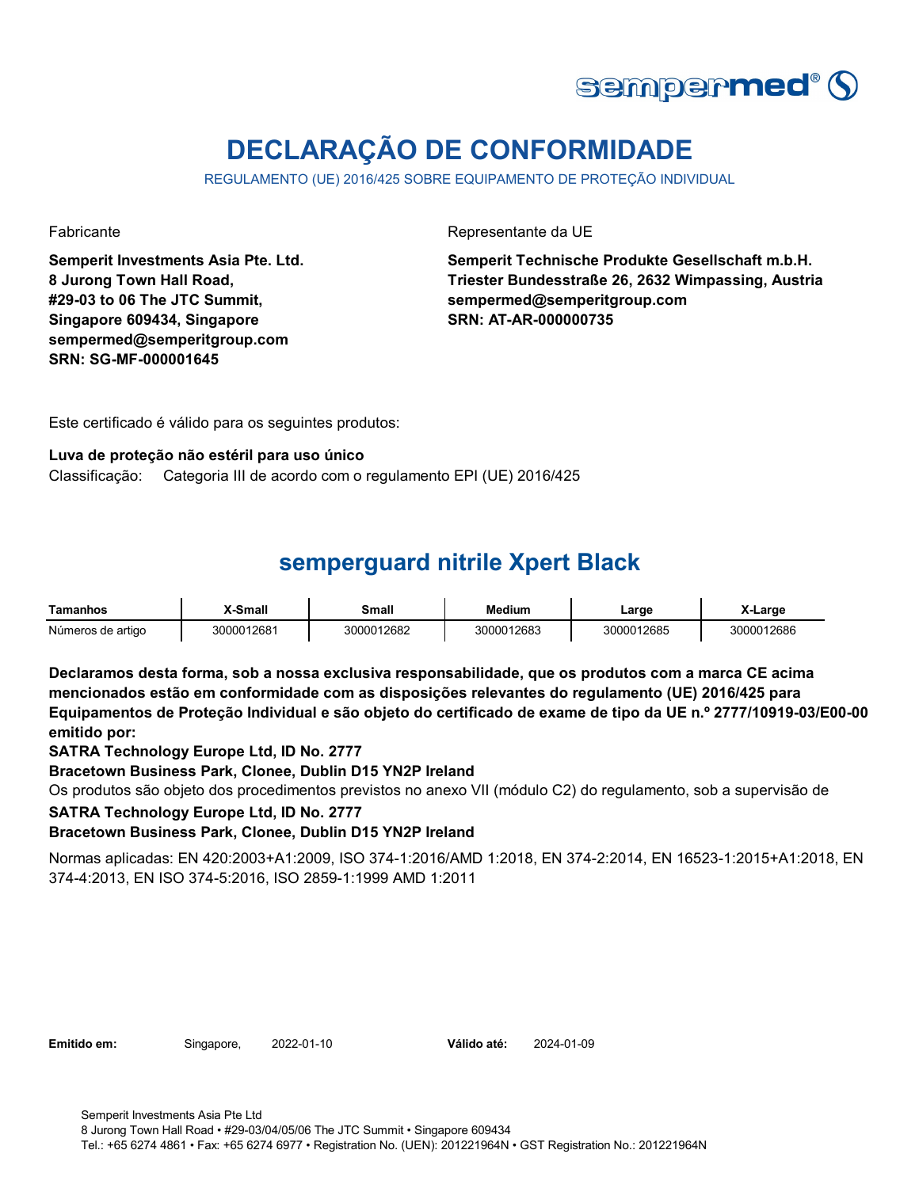# DECLARAÇÃO DE CONFORMIDADE

REGULAMENTO (UE) 2016/425 SOBRE EQUIPAMENTO DE PROTEÇÃO INDIVIDUAL

Fabricante

**Semperit Investments Asia Pte. Ltd.**
**8 Jurong Town Hall Road,**
**#29-03 to 06 The JTC Summit,**
**Singapore 609434, Singapore**
**sempermed@semperitgroup.com**
**SRN: SG-MF-000001645**

Representante da UE

**Semperit Technische Produkte Gesellschaft m.b.H.**
**Triester Bundesstraße 26, 2632 Wimpassing, Austria**
**sempermed@semperitgroup.com**
**SRN: AT-AR-000000735**

Este certificado é válido para os seguintes produtos:

**Luva de proteção não estéril para uso único**
Classificação: Categoria III de acordo com o regulamento EPI (UE) 2016/425

## semperguard nitrile Xpert Black

| Tamanhos | X-Small | Small | Medium | Large | X-Large |
|---|---|---|---|---|---|
| Números de artigo | 3000012681 | 3000012682 | 3000012683 | 3000012685 | 3000012686 |

**Declaramos desta forma, sob a nossa exclusiva responsabilidade, que os produtos com a marca CE acima mencionados estão em conformidade com as disposições relevantes do regulamento (UE) 2016/425 para Equipamentos de Proteção Individual e são objeto do certificado de exame de tipo da UE n.º 2777/10919-03/E00-00 emitido por:**
**SATRA Technology Europe Ltd, ID No. 2777**
**Bracetown Business Park, Clonee, Dublin D15 YN2P Ireland**
Os produtos são objeto dos procedimentos previstos no anexo VII (módulo C2) do regulamento, sob a supervisão de
**SATRA Technology Europe Ltd, ID No. 2777**
**Bracetown Business Park, Clonee, Dublin D15 YN2P Ireland**

Normas aplicadas: EN 420:2003+A1:2009, ISO 374-1:2016/AMD 1:2018, EN 374-2:2014, EN 16523-1:2015+A1:2018, EN 374-4:2013, EN ISO 374-5:2016, ISO 2859-1:1999 AMD 1:2011

**Emitido em:** Singapore, 2022-01-10 **Válido até:** 2024-01-09

Semperit Investments Asia Pte Ltd
8 Jurong Town Hall Road • #29-03/04/05/06 The JTC Summit • Singapore 609434
Tel.: +65 6274 4861 • Fax: +65 6274 6977 • Registration No. (UEN): 201221964N • GST Registration No.: 201221964N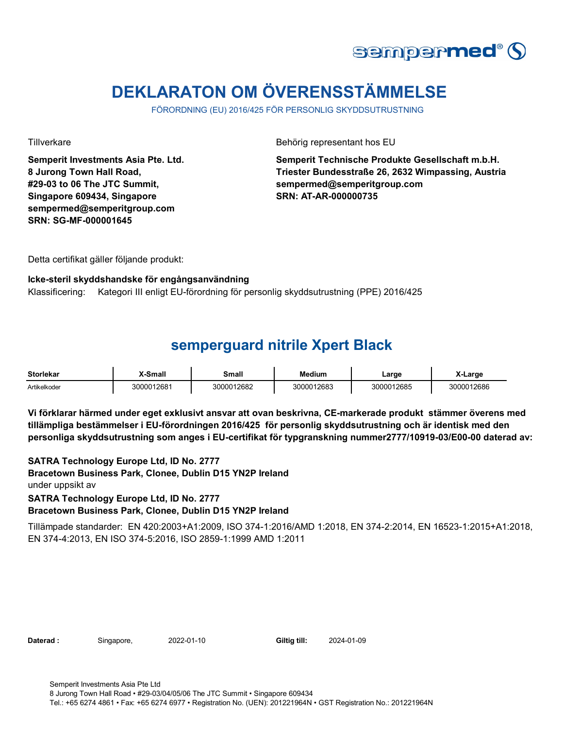# DEKLARATON OM ÖVERENSSTÄMMELSE

FÖRORDNING (EU) 2016/425 FÖR PERSONLIG SKYDDSUTRUSTNING

Tillverkare

**Semperit Investments Asia Pte. Ltd.**
**8 Jurong Town Hall Road,**
**#29-03 to 06 The JTC Summit,**
**Singapore 609434, Singapore**
**sempermed@semperitgroup.com**
**SRN: SG-MF-000001645**

Behörig representant hos EU

**Semperit Technische Produkte Gesellschaft m.b.H.**
**Triester Bundesstraße 26, 2632 Wimpassing, Austria**
**sempermed@semperitgroup.com**
**SRN: AT-AR-000000735**

Detta certifikat gäller följande produkt:

**Icke-steril skyddshandske för engångsanvändning**

Klassificering: Kategori III enligt EU-förordning för personlig skyddsutrustning (PPE) 2016/425

## semperguard nitrile Xpert Black

| Storlekar | X-Small | Small | Medium | Large | X-Large |
|---|---|---|---|---|---|
| Artikelkoder | 3000012681 | 3000012682 | 3000012683 | 3000012685 | 3000012686 |

**Vi förklarar härmed under eget exklusivt ansvar att ovan beskrivna, CE-markerade produkt stämmer överens med tillämpliga bestämmelser i EU-förordningen 2016/425 för personlig skyddsutrustning och är identisk med den personliga skyddsutrustning som anges i EU-certifikat för typgranskning nummer2777/10919-03/E00-00 daterad av:**

**SATRA Technology Europe Ltd, ID No. 2777**
**Bracetown Business Park, Clonee, Dublin D15 YN2P Ireland**
under uppsikt av
**SATRA Technology Europe Ltd, ID No. 2777**
**Bracetown Business Park, Clonee, Dublin D15 YN2P Ireland**

Tillämpade standarder: EN 420:2003+A1:2009, ISO 374-1:2016/AMD 1:2018, EN 374-2:2014, EN 16523-1:2015+A1:2018, EN 374-4:2013, EN ISO 374-5:2016, ISO 2859-1:1999 AMD 1:2011

**Daterad :** Singapore, 2022-01-10 **Giltig till:** 2024-01-09

Semperit Investments Asia Pte Ltd
8 Jurong Town Hall Road • #29-03/04/05/06 The JTC Summit • Singapore 609434
Tel.: +65 6274 4861 • Fax: +65 6274 6977 • Registration No. (UEN): 201221964N • GST Registration No.: 201221964N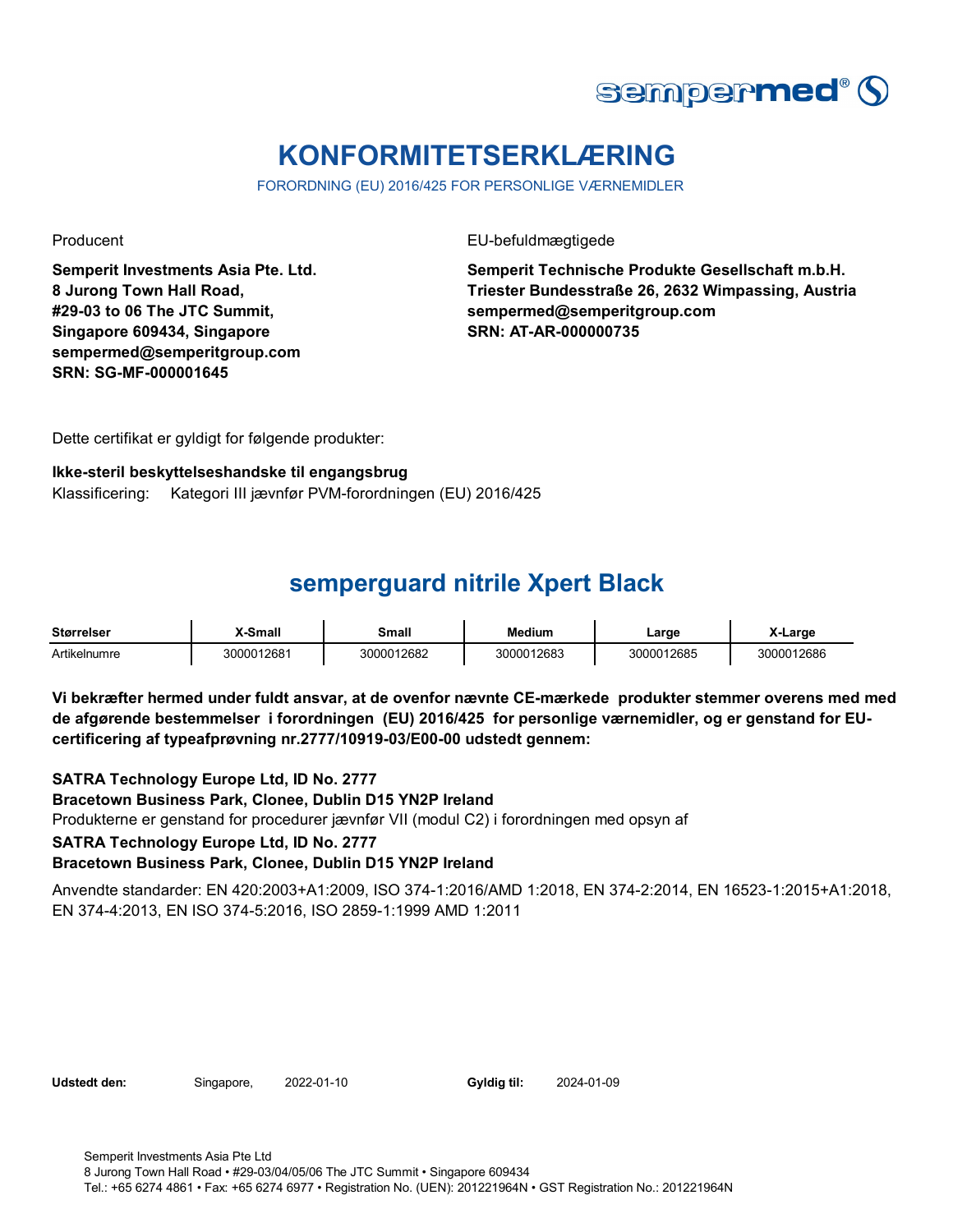# KONFORMITETSERKLÆRING

FORORDNING (EU) 2016/425 FOR PERSONLIGE VÆRNEMIDLER

Producent

**Semperit Investments Asia Pte. Ltd.**
**8 Jurong Town Hall Road,**
**#29-03 to 06 The JTC Summit,**
**Singapore 609434, Singapore**
**sempermed@semperitgroup.com**
**SRN: SG-MF-000001645**

EU-befuldmægtigede

**Semperit Technische Produkte Gesellschaft m.b.H.**
**Triester Bundesstraße 26, 2632 Wimpassing, Austria**
**sempermed@semperitgroup.com**
**SRN: AT-AR-000000735**

Dette certifikat er gyldigt for følgende produkter:

**Ikke-steril beskyttelseshandske til engangsbrug**
Klassificering: Kategori III jævnfør PVM-forordningen (EU) 2016/425

## semperguard nitrile Xpert Black

| Størrelser | X-Small | Small | Medium | Large | X-Large |
|---|---|---|---|---|---|
| Artikelnumre | 3000012681 | 3000012682 | 3000012683 | 3000012685 | 3000012686 |

**Vi bekræfter hermed under fuldt ansvar, at de ovenfor nævnte CE-mærkede produkter stemmer overens med med de afgørende bestemmelser i forordningen (EU) 2016/425 for personlige værnemidler, og er genstand for EU-certificering af typeafprøvning nr.2777/10919-03/E00-00 udstedt gennem:**

**SATRA Technology Europe Ltd, ID No. 2777**
**Bracetown Business Park, Clonee, Dublin D15 YN2P Ireland**
Produkterne er genstand for procedurer jævnfør VII (modul C2) i forordningen med opsyn af
**SATRA Technology Europe Ltd, ID No. 2777**
**Bracetown Business Park, Clonee, Dublin D15 YN2P Ireland**

Anvendte standarder: EN 420:2003+A1:2009, ISO 374-1:2016/AMD 1:2018, EN 374-2:2014, EN 16523-1:2015+A1:2018, EN 374-4:2013, EN ISO 374-5:2016, ISO 2859-1:1999 AMD 1:2011

**Udstedt den:** Singapore, 2022-01-10 **Gyldig til:** 2024-01-09

Semperit Investments Asia Pte Ltd
8 Jurong Town Hall Road • #29-03/04/05/06 The JTC Summit • Singapore 609434
Tel.: +65 6274 4861 • Fax: +65 6274 6977 • Registration No. (UEN): 201221964N • GST Registration No.: 201221964N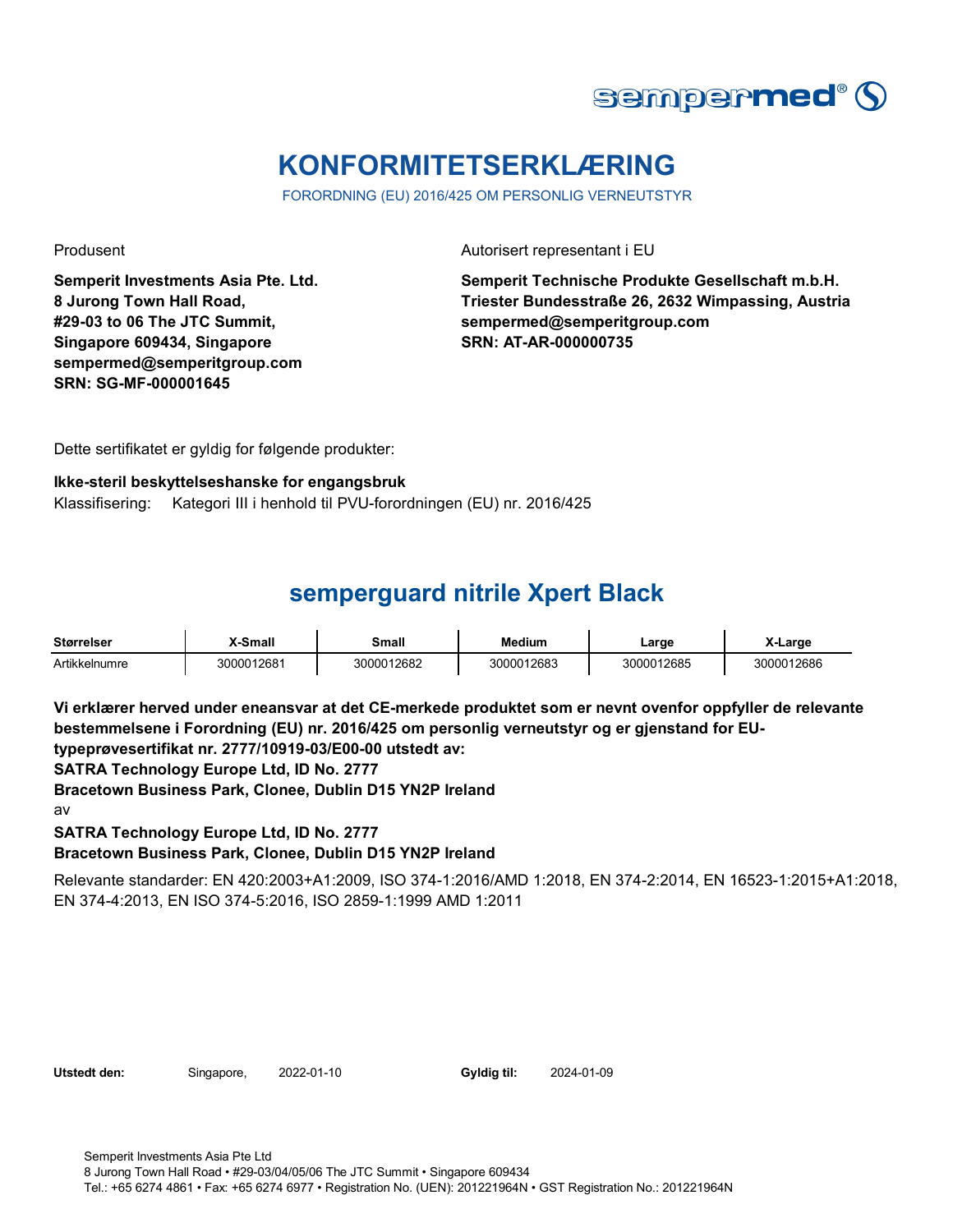# KONFORMITETSERKLÆRING

FORORDNING (EU) 2016/425 OM PERSONLIG VERNEUTSTYR

Produsent

**Semperit Investments Asia Pte. Ltd.**
**8 Jurong Town Hall Road,**
**#29-03 to 06 The JTC Summit,**
**Singapore 609434, Singapore**
**sempermed@semperitgroup.com**
**SRN: SG-MF-000001645**

Autorisert representant i EU

**Semperit Technische Produkte Gesellschaft m.b.H.**
**Triester Bundesstraße 26, 2632 Wimpassing, Austria**
**sempermed@semperitgroup.com**
**SRN: AT-AR-000000735**

Dette sertifikatet er gyldig for følgende produkter:

**Ikke-steril beskyttelseshanske for engangsbruk**
Klassifisering: Kategori III i henhold til PVU-forordningen (EU) nr. 2016/425

## semperguard nitrile Xpert Black

| Størrelser | X-Small | Small | Medium | Large | X-Large |
|---|---|---|---|---|---|
| Artikkelnumre | 3000012681 | 3000012682 | 3000012683 | 3000012685 | 3000012686 |

**Vi erklærer herved under eneansvar at det CE-merkede produktet som er nevnt ovenfor oppfyller de relevante bestemmelsene i Forordning (EU) nr. 2016/425 om personlig verneutstyr og er gjenstand for EU-typeprøvesertifikat nr. 2777/10919-03/E00-00 utstedt av:**
**SATRA Technology Europe Ltd, ID No. 2777**
**Bracetown Business Park, Clonee, Dublin D15 YN2P Ireland**
av
**SATRA Technology Europe Ltd, ID No. 2777**
**Bracetown Business Park, Clonee, Dublin D15 YN2P Ireland**

Relevante standarder: EN 420:2003+A1:2009, ISO 374-1:2016/AMD 1:2018, EN 374-2:2014, EN 16523-1:2015+A1:2018, EN 374-4:2013, EN ISO 374-5:2016, ISO 2859-1:1999 AMD 1:2011

**Utstedt den:** Singapore, 2022-01-10 **Gyldig til:** 2024-01-09

Semperit Investments Asia Pte Ltd
8 Jurong Town Hall Road • #29-03/04/05/06 The JTC Summit • Singapore 609434
Tel.: +65 6274 4861 • Fax: +65 6274 6977 • Registration No. (UEN): 201221964N • GST Registration No.: 201221964N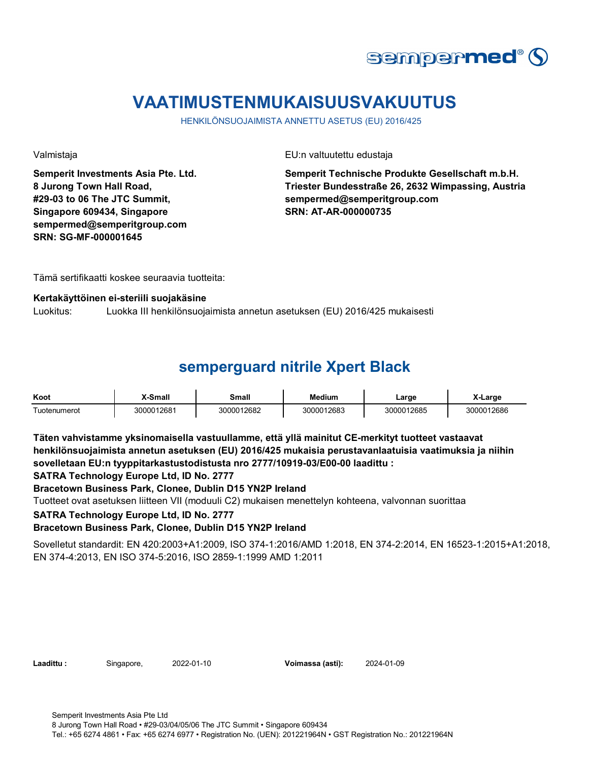# VAATIMUSTENMUKAISUUSVAKUUTUS

HENKILÖNSUOJAIMISTA ANNETTU ASETUS (EU) 2016/425

Valmistaja

**Semperit Investments Asia Pte. Ltd.**
**8 Jurong Town Hall Road,**
**#29-03 to 06 The JTC Summit,**
**Singapore 609434, Singapore**
**sempermed@semperitgroup.com**
**SRN: SG-MF-000001645**

EU:n valtuutettu edustaja

**Semperit Technische Produkte Gesellschaft m.b.H.**
**Triester Bundesstraße 26, 2632 Wimpassing, Austria**
**sempermed@semperitgroup.com**
**SRN: AT-AR-000000735**

Tämä sertifikaatti koskee seuraavia tuotteita:

**Kertakäyttöinen ei-steriili suojakäsine**

Luokitus: Luokka III henkilönsuojaimista annetun asetuksen (EU) 2016/425 mukaisesti

## semperguard nitrile Xpert Black

| Koot | X-Small | Small | Medium | Large | X-Large |
|---|---|---|---|---|---|
| Tuotenumerot | 3000012681 | 3000012682 | 3000012683 | 3000012685 | 3000012686 |

**Täten vahvistamme yksinomaisella vastuullamme, että yllä mainitut CE-merkityt tuotteet vastaavat henkilönsuojaimista annetun asetuksen (EU) 2016/425 mukaisia perustavanlaatuisia vaatimuksia ja niihin sovelletaan EU:n tyyppitarkastustodistusta nro 2777/10919-03/E00-00 laadittu :**

**SATRA Technology Europe Ltd, ID No. 2777**

**Bracetown Business Park, Clonee, Dublin D15 YN2P Ireland**

Tuotteet ovat asetuksen liitteen VII (moduuli C2) mukaisen menettelyn kohteena, valvonnan suorittaa

**SATRA Technology Europe Ltd, ID No. 2777**

**Bracetown Business Park, Clonee, Dublin D15 YN2P Ireland**

Sovelletut standardit: EN 420:2003+A1:2009, ISO 374-1:2016/AMD 1:2018, EN 374-2:2014, EN 16523-1:2015+A1:2018, EN 374-4:2013, EN ISO 374-5:2016, ISO 2859-1:1999 AMD 1:2011

**Laadittu :** Singapore, 2022-01-10 **Voimassa (asti):** 2024-01-09

Semperit Investments Asia Pte Ltd
8 Jurong Town Hall Road • #29-03/04/05/06 The JTC Summit • Singapore 609434
Tel.: +65 6274 4861 • Fax: +65 6274 6977 • Registration No. (UEN): 201221964N • GST Registration No.: 201221964N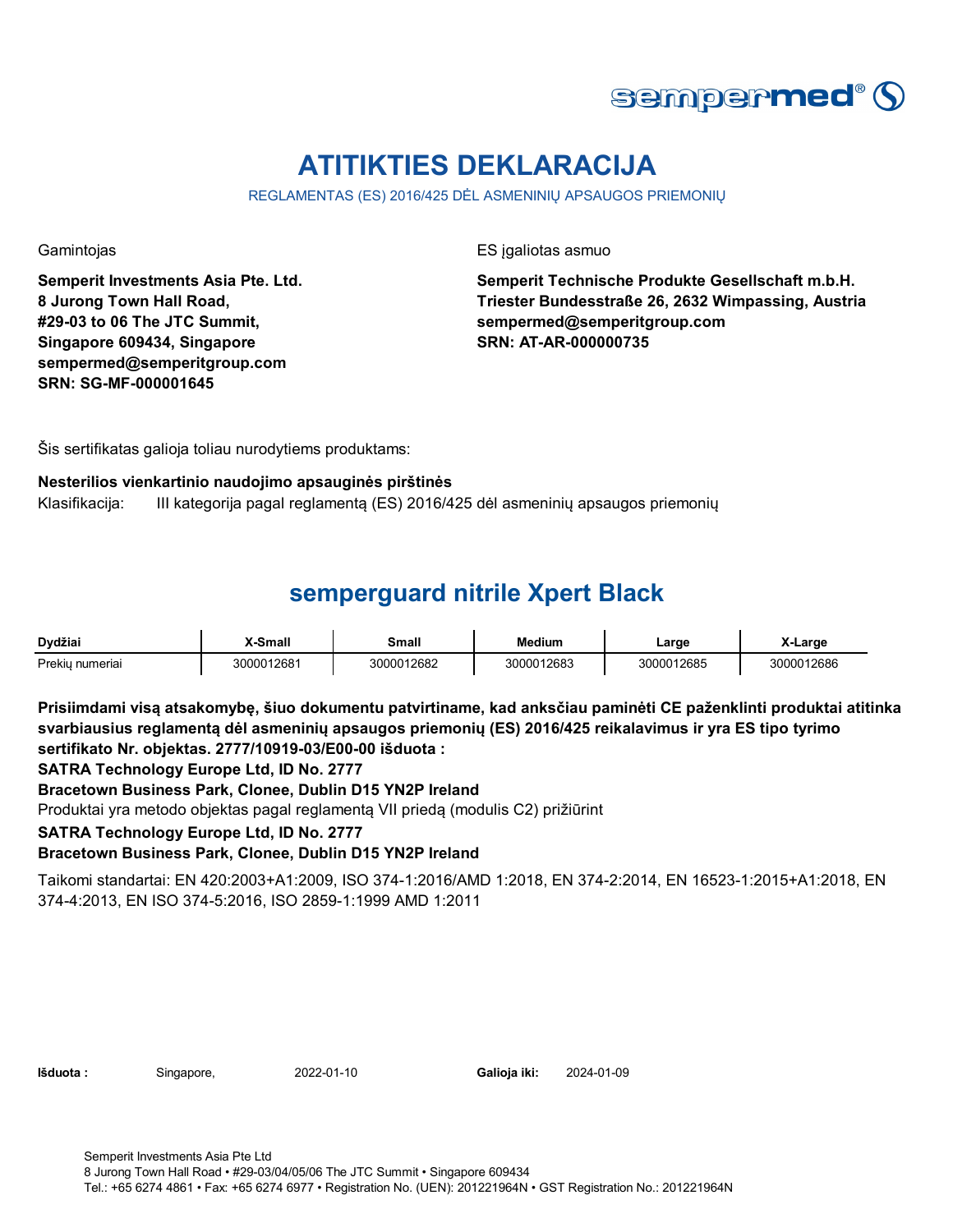# ATITIKTIES DEKLARACIJA

REGLAMENTAS (ES) 2016/425 DĖL ASMENINIŲ APSAUGOS PRIEMONIŲ

Gamintojas

**Semperit Investments Asia Pte. Ltd.**
**8 Jurong Town Hall Road,**
**#29-03 to 06 The JTC Summit,**
**Singapore 609434, Singapore**
**sempermed@semperitgroup.com**
**SRN: SG-MF-000001645**

ES įgaliotas asmuo

**Semperit Technische Produkte Gesellschaft m.b.H.**
**Triester Bundesstraße 26, 2632 Wimpassing, Austria**
**sempermed@semperitgroup.com**
**SRN: AT-AR-000000735**

Šis sertifikatas galioja toliau nurodytiems produktams:

**Nesterilios vienkartinio naudojimo apsauginės pirštinės**

Klasifikacija: III kategorija pagal reglamentą (ES) 2016/425 dėl asmeninių apsaugos priemonių

## semperguard nitrile Xpert Black

| Dydžiai | X-Small | Small | Medium | Large | X-Large |
|---|---|---|---|---|---|
| Prekių numeriai | 3000012681 | 3000012682 | 3000012683 | 3000012685 | 3000012686 |

**Prisiimdami visą atsakomybę, šiuo dokumentu patvirtiname, kad anksčiau paminėti CE paženklinti produktai atitinka svarbiausius reglamentą dėl asmeninių apsaugos priemonių (ES) 2016/425 reikalavimus ir yra ES tipo tyrimo sertifikato Nr. objektas. 2777/10919-03/E00-00 išduota :**

**SATRA Technology Europe Ltd, ID No. 2777**

**Bracetown Business Park, Clonee, Dublin D15 YN2P Ireland**

Produktai yra metodo objektas pagal reglamentą VII priedą (modulis C2) prižiūrint

**SATRA Technology Europe Ltd, ID No. 2777**

**Bracetown Business Park, Clonee, Dublin D15 YN2P Ireland**

Taikomi standartai: EN 420:2003+A1:2009, ISO 374-1:2016/AMD 1:2018, EN 374-2:2014, EN 16523-1:2015+A1:2018, EN 374-4:2013, EN ISO 374-5:2016, ISO 2859-1:1999 AMD 1:2011

**Išduota :** Singapore, 2022-01-10 **Galioja iki:** 2024-01-09

Semperit Investments Asia Pte Ltd
8 Jurong Town Hall Road • #29-03/04/05/06 The JTC Summit • Singapore 609434
Tel.: +65 6274 4861 • Fax: +65 6274 6977 • Registration No. (UEN): 201221964N • GST Registration No.: 201221964N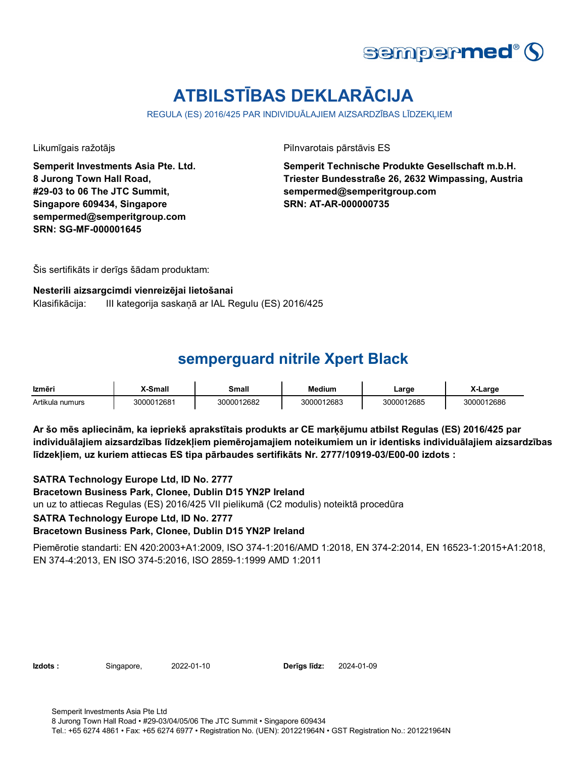# ATBILSTĪBAS DEKLARĀCIJA

REGULA (ES) 2016/425 PAR INDIVIDUĀLAJIEM AIZSARDZĪBAS LĪDZEKĻIEM

Likumīgais ražotājs

**Semperit Investments Asia Pte. Ltd.**
**8 Jurong Town Hall Road,**
**#29-03 to 06 The JTC Summit,**
**Singapore 609434, Singapore**
**sempermed@semperitgroup.com**
**SRN: SG-MF-000001645**

Pilnvarotais pārstāvis ES

**Semperit Technische Produkte Gesellschaft m.b.H.**
**Triester Bundesstraße 26, 2632 Wimpassing, Austria**
**sempermed@semperitgroup.com**
**SRN: AT-AR-000000735**

Šis sertifikāts ir derīgs šādam produktam:

**Nesterili aizsargcimdi vienreizējai lietošanai**

Klasifikācija: III kategorija saskaņā ar IAL Regulu (ES) 2016/425

## semperguard nitrile Xpert Black

| Izmēri | X-Small | Small | Medium | Large | X-Large |
|---|---|---|---|---|---|
| Artikula numurs | 3000012681 | 3000012682 | 3000012683 | 3000012685 | 3000012686 |

**Ar šo mēs apliecinām, ka iepriekš aprakstītais produkts ar CE marķējumu atbilst Regulas (ES) 2016/425 par individuālajiem aizsardzības līdzekļiem piemērojamajiem noteikumiem un ir identisks individuālajiem aizsardzības līdzekļiem, uz kuriem attiecas ES tipa pārbaudes sertifikāts Nr. 2777/10919-03/E00-00 izdots :**

**SATRA Technology Europe Ltd, ID No. 2777**
**Bracetown Business Park, Clonee, Dublin D15 YN2P Ireland**
un uz to attiecas Regulas (ES) 2016/425 VII pielikumā (C2 modulis) noteiktā procedūra
**SATRA Technology Europe Ltd, ID No. 2777**
**Bracetown Business Park, Clonee, Dublin D15 YN2P Ireland**

Piemērotie standarti: EN 420:2003+A1:2009, ISO 374-1:2016/AMD 1:2018, EN 374-2:2014, EN 16523-1:2015+A1:2018, EN 374-4:2013, EN ISO 374-5:2016, ISO 2859-1:1999 AMD 1:2011

**Izdots :** Singapore, 2022-01-10 **Derīgs līdz:** 2024-01-09

Semperit Investments Asia Pte Ltd
8 Jurong Town Hall Road • #29-03/04/05/06 The JTC Summit • Singapore 609434
Tel.: +65 6274 4861 • Fax: +65 6274 6977 • Registration No. (UEN): 201221964N • GST Registration No.: 201221964N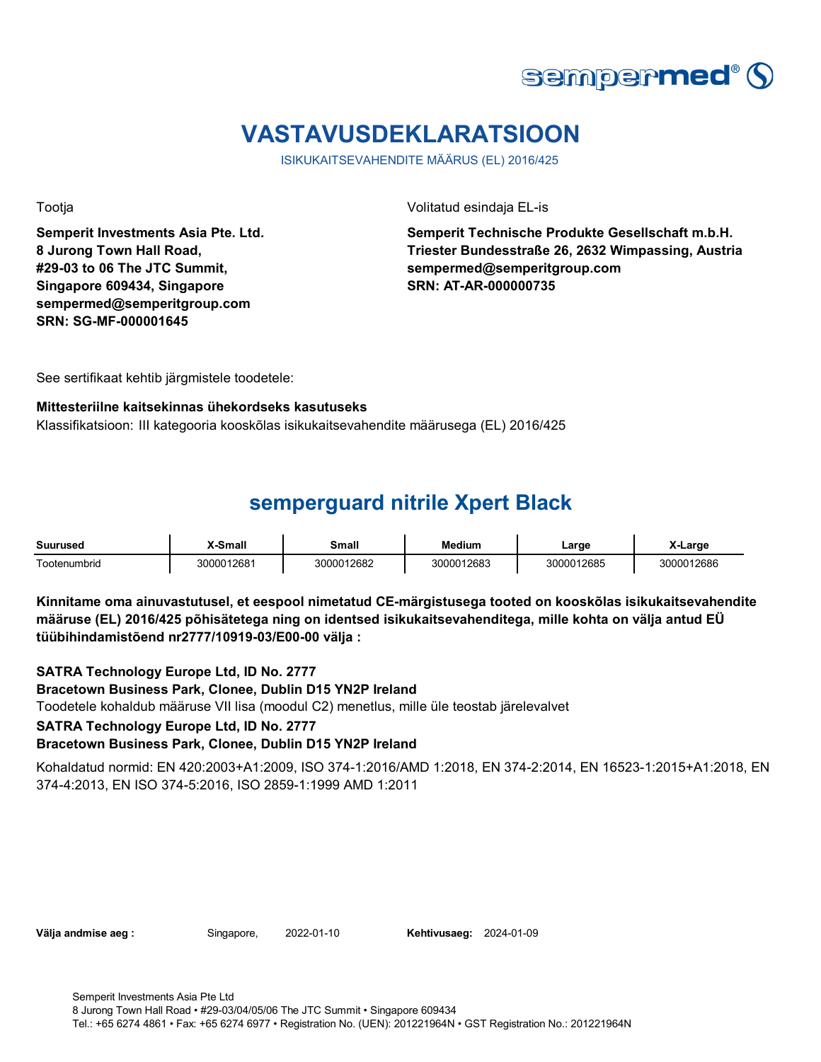# VASTAVUSDEKLARATSIOON

ISIKUKAITSEVAHENDITE MÄÄRUS (EL) 2016/425

Tootja

**Semperit Investments Asia Pte. Ltd.**
**8 Jurong Town Hall Road,**
**#29-03 to 06 The JTC Summit,**
**Singapore 609434, Singapore**
**sempermed@semperitgroup.com**
**SRN: SG-MF-000001645**

Volitatud esindaja EL-is

**Semperit Technische Produkte Gesellschaft m.b.H.**
**Triester Bundesstraße 26, 2632 Wimpassing, Austria**
**sempermed@semperitgroup.com**
**SRN: AT-AR-000000735**

See sertifikaat kehtib järgmistele toodetele:

**Mittesteriilne kaitsekinnas ühekordseks kasutuseks**
Klassifikatsioon: III kategooria kooskõlas isikukaitsevahendite määrusega (EL) 2016/425

## semperguard nitrile Xpert Black

| Suurused | X-Small | Small | Medium | Large | X-Large |
|---|---|---|---|---|---|
| Tootenumbrid | 3000012681 | 3000012682 | 3000012683 | 3000012685 | 3000012686 |

**Kinnitame oma ainuvastutusel, et eespool nimetatud CE-märgistusega tooted on kooskõlas isikukaitsevahendite määruse (EL) 2016/425 põhisätetega ning on identsed isikukaitsevahenditega, mille kohta on välja antud EÜ tüübihindamistõend nr2777/10919-03/E00-00 välja :**

**SATRA Technology Europe Ltd, ID No. 2777**
**Bracetown Business Park, Clonee, Dublin D15 YN2P Ireland**
Toodetele kohaldub määruse VII lisa (moodul C2) menetlus, mille üle teostab järelevalvet
**SATRA Technology Europe Ltd, ID No. 2777**
**Bracetown Business Park, Clonee, Dublin D15 YN2P Ireland**

Kohaldatud normid: EN 420:2003+A1:2009, ISO 374-1:2016/AMD 1:2018, EN 374-2:2014, EN 16523-1:2015+A1:2018, EN 374-4:2013, EN ISO 374-5:2016, ISO 2859-1:1999 AMD 1:2011

**Välja andmise aeg :** Singapore, 2022-01-10 **Kehtivusaeg:** 2024-01-09

Semperit Investments Asia Pte Ltd
8 Jurong Town Hall Road • #29-03/04/05/06 The JTC Summit • Singapore 609434
Tel.: +65 6274 4861 • Fax: +65 6274 6977 • Registration No. (UEN): 201221964N • GST Registration No.: 201221964N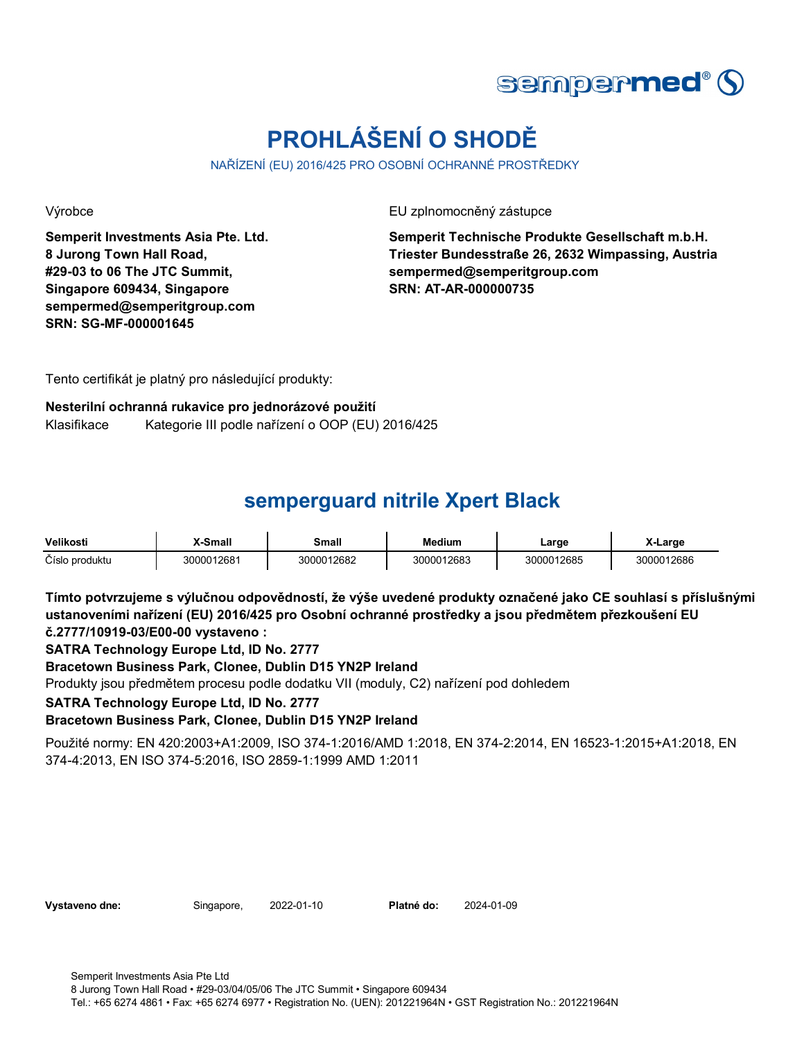sempermed®

# PROHLÁŠENÍ O SHODĚ

NAŘÍZENÍ (EU) 2016/425 PRO OSOBNÍ OCHRANNÉ PROSTŘEDKY

Výrobce

**Semperit Investments Asia Pte. Ltd.**
**8 Jurong Town Hall Road,**
**#29-03 to 06 The JTC Summit,**
**Singapore 609434, Singapore**
**sempermed@semperitgroup.com**
**SRN: SG-MF-000001645**

EU zplnomocněný zástupce

**Semperit Technische Produkte Gesellschaft m.b.H.**
**Triester Bundesstraße 26, 2632 Wimpassing, Austria**
**sempermed@semperitgroup.com**
**SRN: AT-AR-000000735**

Tento certifikát je platný pro následující produkty:

**Nesterilní ochranná rukavice pro jednorázové použití**

Klasifikace Kategorie III podle nařízení o OOP (EU) 2016/425

## semperguard nitrile Xpert Black

| Velikosti | X-Small | Small | Medium | Large | X-Large |
|---|---|---|---|---|---|
| Číslo produktu | 3000012681 | 3000012682 | 3000012683 | 3000012685 | 3000012686 |

**Tímto potvrzujeme s výlučnou odpovědností, že výše uvedené produkty označené jako CE souhlasí s příslušnými ustanoveními nařízení (EU) 2016/425 pro Osobní ochranné prostředky a jsou předmětem přezkoušení EU č.2777/10919-03/E00-00 vystaveno :**

**SATRA Technology Europe Ltd, ID No. 2777**

**Bracetown Business Park, Clonee, Dublin D15 YN2P Ireland**

Produkty jsou předmětem procesu podle dodatku VII (moduly, C2) nařízení pod dohledem

**SATRA Technology Europe Ltd, ID No. 2777**

**Bracetown Business Park, Clonee, Dublin D15 YN2P Ireland**

Použité normy: EN 420:2003+A1:2009, ISO 374-1:2016/AMD 1:2018, EN 374-2:2014, EN 16523-1:2015+A1:2018, EN 374-4:2013, EN ISO 374-5:2016, ISO 2859-1:1999 AMD 1:2011

**Vystaveno dne:** Singapore, 2022-01-10 **Platné do:** 2024-01-09

Semperit Investments Asia Pte Ltd
8 Jurong Town Hall Road • #29-03/04/05/06 The JTC Summit • Singapore 609434
Tel.: +65 6274 4861 • Fax: +65 6274 6977 • Registration No. (UEN): 201221964N • GST Registration No.: 201221964N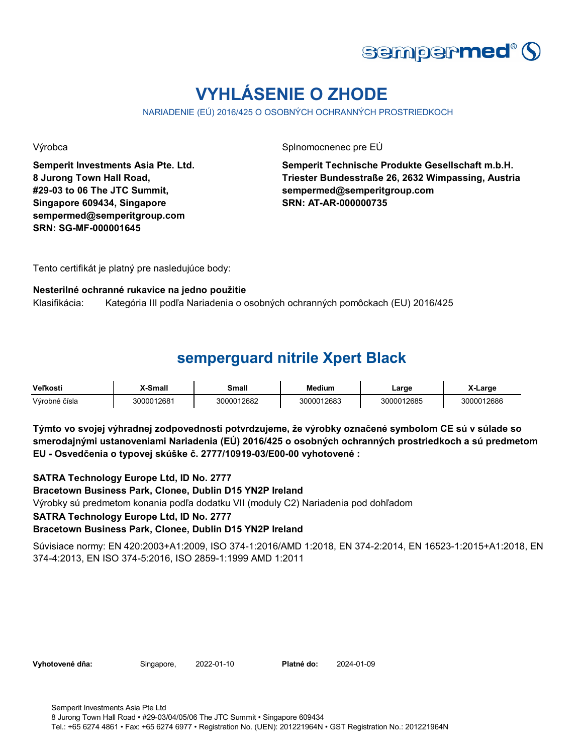# VYHLÁSENIE O ZHODE

NARIADENIE (EÚ) 2016/425 O OSOBNÝCH OCHRANNÝCH PROSTRIEDKOCH

Výrobca

**Semperit Investments Asia Pte. Ltd.**
**8 Jurong Town Hall Road,**
**#29-03 to 06 The JTC Summit,**
**Singapore 609434, Singapore**
**sempermed@semperitgroup.com**
**SRN: SG-MF-000001645**

Splnomocnenec pre EÚ

**Semperit Technische Produkte Gesellschaft m.b.H.**
**Triester Bundesstraße 26, 2632 Wimpassing, Austria**
**sempermed@semperitgroup.com**
**SRN: AT-AR-000000735**

Tento certifikát je platný pre nasledujúce body:

**Nesterilné ochranné rukavice na jedno použitie**
Klasifikácia: Kategória III podľa Nariadenia o osobných ochranných pomôckach (EU) 2016/425

## semperguard nitrile Xpert Black

| Veľkosti | X-Small | Small | Medium | Large | X-Large |
|---|---|---|---|---|---|
| Výrobné čísla | 3000012681 | 3000012682 | 3000012683 | 3000012685 | 3000012686 |

**Týmto vo svojej výhradnej zodpovednosti potvrdzujeme, že výrobky označené symbolom CE sú v súlade so smerodajnými ustanoveniami Nariadenia (EÚ) 2016/425 o osobných ochranných prostriedkoch a sú predmetom EU - Osvedčenia o typovej skúške č. 2777/10919-03/E00-00 vyhotovené :**

**SATRA Technology Europe Ltd, ID No. 2777**
**Bracetown Business Park, Clonee, Dublin D15 YN2P Ireland**
Výrobky sú predmetom konania podľa dodatku VII (moduly C2) Nariadenia pod dohľadom
**SATRA Technology Europe Ltd, ID No. 2777**
**Bracetown Business Park, Clonee, Dublin D15 YN2P Ireland**

Súvisiace normy: EN 420:2003+A1:2009, ISO 374-1:2016/AMD 1:2018, EN 374-2:2014, EN 16523-1:2015+A1:2018, EN 374-4:2013, EN ISO 374-5:2016, ISO 2859-1:1999 AMD 1:2011

**Vyhotovené dňa:** Singapore, 2022-01-10 **Platné do:** 2024-01-09

Semperit Investments Asia Pte Ltd
8 Jurong Town Hall Road • #29-03/04/05/06 The JTC Summit • Singapore 609434
Tel.: +65 6274 4861 • Fax: +65 6274 6977 • Registration No. (UEN): 201221964N • GST Registration No.: 201221964N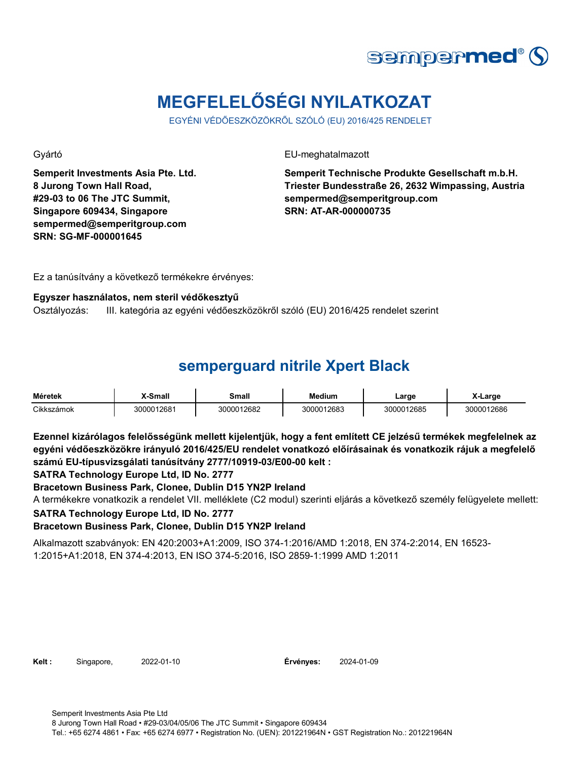# MEGFELELŐSÉGI NYILATKOZAT

EGYÉNI VÉDŐESZKÖZÖKRŐL SZÓLÓ (EU) 2016/425 RENDELET

Gyártó

**Semperit Investments Asia Pte. Ltd.**
**8 Jurong Town Hall Road,**
**#29-03 to 06 The JTC Summit,**
**Singapore 609434, Singapore**
**sempermed@semperitgroup.com**
**SRN: SG-MF-000001645**

EU-meghatalmazott

**Semperit Technische Produkte Gesellschaft m.b.H.**
**Triester Bundesstraße 26, 2632 Wimpassing, Austria**
**sempermed@semperitgroup.com**
**SRN: AT-AR-000000735**

Ez a tanúsítvány a következő termékekre érvényes:

**Egyszer használatos, nem steril védőkesztyű**

Osztályozás: III. kategória az egyéni védőeszközökről szóló (EU) 2016/425 rendelet szerint

## semperguard nitrile Xpert Black

| Méretek | X-Small | Small | Medium | Large | X-Large |
|---|---|---|---|---|---|
| Cikkszámok | 3000012681 | 3000012682 | 3000012683 | 3000012685 | 3000012686 |

**Ezennel kizárólagos felelősségünk mellett kijelentjük, hogy a fent említett CE jelzésű termékek megfelelnek az egyéni védőeszközökre irányuló 2016/425/EU rendelet vonatkozó előírásainak és vonatkozik rájuk a megfelelő számú EU-típusvizsgálati tanúsítvány 2777/10919-03/E00-00 kelt :**

**SATRA Technology Europe Ltd, ID No. 2777**

**Bracetown Business Park, Clonee, Dublin D15 YN2P Ireland**

A termékekre vonatkozik a rendelet VII. melléklete (C2 modul) szerinti eljárás a következő személy felügyelete mellett:

**SATRA Technology Europe Ltd, ID No. 2777**

**Bracetown Business Park, Clonee, Dublin D15 YN2P Ireland**

Alkalmazott szabványok: EN 420:2003+A1:2009, ISO 374-1:2016/AMD 1:2018, EN 374-2:2014, EN 16523-1:2015+A1:2018, EN 374-4:2013, EN ISO 374-5:2016, ISO 2859-1:1999 AMD 1:2011

**Kelt :** Singapore, 2022-01-10 **Érvényes:** 2024-01-09

Semperit Investments Asia Pte Ltd
8 Jurong Town Hall Road • #29-03/04/05/06 The JTC Summit • Singapore 609434
Tel.: +65 6274 4861 • Fax: +65 6274 6977 • Registration No. (UEN): 201221964N • GST Registration No.: 201221964N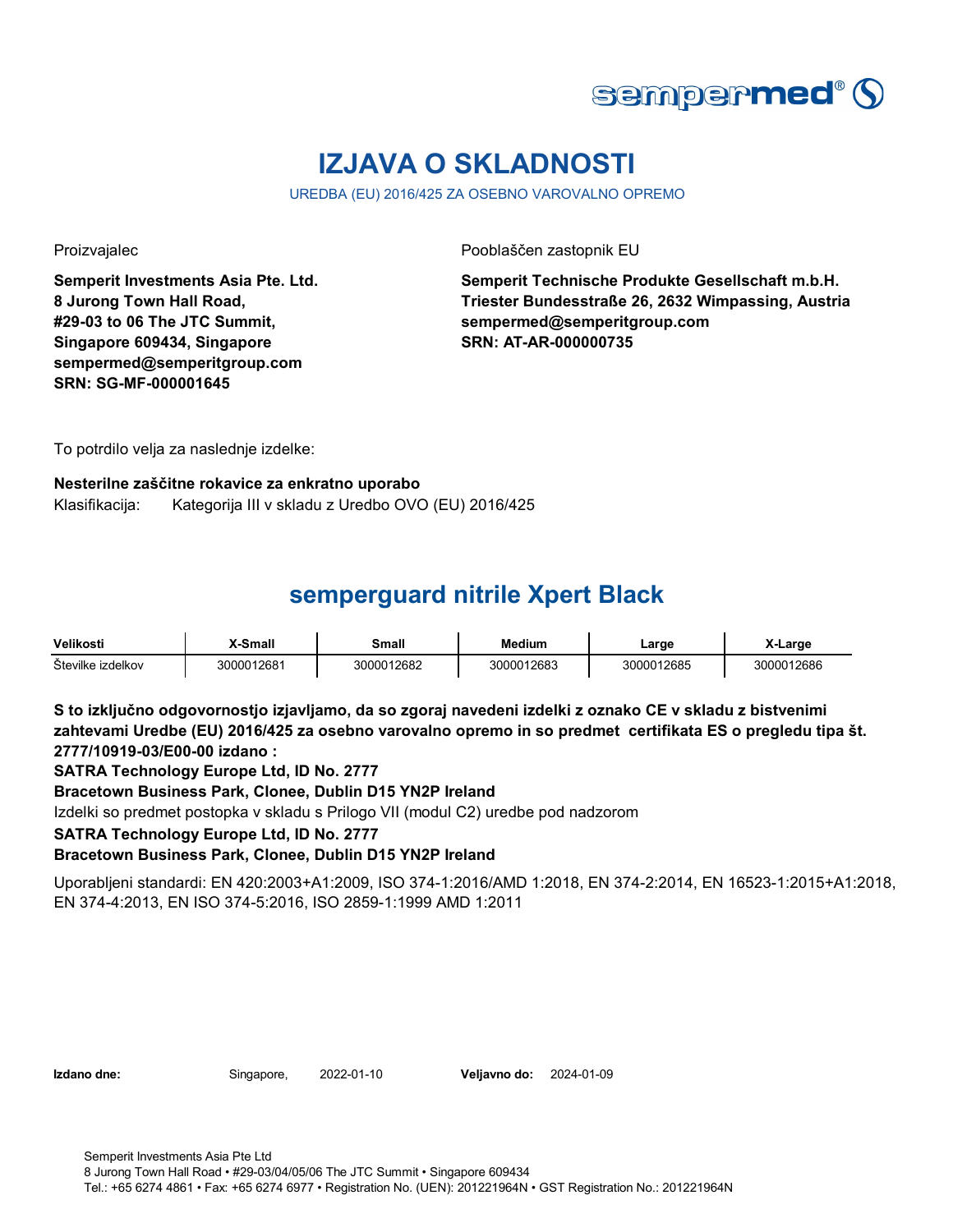# IZJAVA O SKLADNOSTI

UREDBA (EU) 2016/425 ZA OSEBNO VAROVALNO OPREMO

Proizvajalec

**Semperit Investments Asia Pte. Ltd.**
**8 Jurong Town Hall Road,**
**#29-03 to 06 The JTC Summit,**
**Singapore 609434, Singapore**
**sempermed@semperitgroup.com**
**SRN: SG-MF-000001645**

Pooblaščen zastopnik EU

**Semperit Technische Produkte Gesellschaft m.b.H.**
**Triester Bundesstraße 26, 2632 Wimpassing, Austria**
**sempermed@semperitgroup.com**
**SRN: AT-AR-000000735**

To potrdilo velja za naslednje izdelke:

**Nesterilne zaščitne rokavice za enkratno uporabo**
Klasifikacija: Kategorija III v skladu z Uredbo OVO (EU) 2016/425

## semperguard nitrile Xpert Black

| Velikosti | X-Small | Small | Medium | Large | X-Large |
|---|---|---|---|---|---|
| Številke izdelkov | 3000012681 | 3000012682 | 3000012683 | 3000012685 | 3000012686 |

**S to izključno odgovornostjo izjavljamo, da so zgoraj navedeni izdelki z oznako CE v skladu z bistvenimi zahtevami Uredbe (EU) 2016/425 za osebno varovalno opremo in so predmet certifikata ES o pregledu tipa št. 2777/10919-03/E00-00 izdano :**
**SATRA Technology Europe Ltd, ID No. 2777**
**Bracetown Business Park, Clonee, Dublin D15 YN2P Ireland**
Izdelki so predmet postopka v skladu s Prilogo VII (modul C2) uredbe pod nadzorom
**SATRA Technology Europe Ltd, ID No. 2777**
**Bracetown Business Park, Clonee, Dublin D15 YN2P Ireland**

Uporabljeni standardi: EN 420:2003+A1:2009, ISO 374-1:2016/AMD 1:2018, EN 374-2:2014, EN 16523-1:2015+A1:2018, EN 374-4:2013, EN ISO 374-5:2016, ISO 2859-1:1999 AMD 1:2011

**Izdano dne:** Singapore, 2022-01-10 **Veljavno do:** 2024-01-09

Semperit Investments Asia Pte Ltd
8 Jurong Town Hall Road • #29-03/04/05/06 The JTC Summit • Singapore 609434
Tel.: +65 6274 4861 • Fax: +65 6274 6977 • Registration No. (UEN): 201221964N • GST Registration No.: 201221964N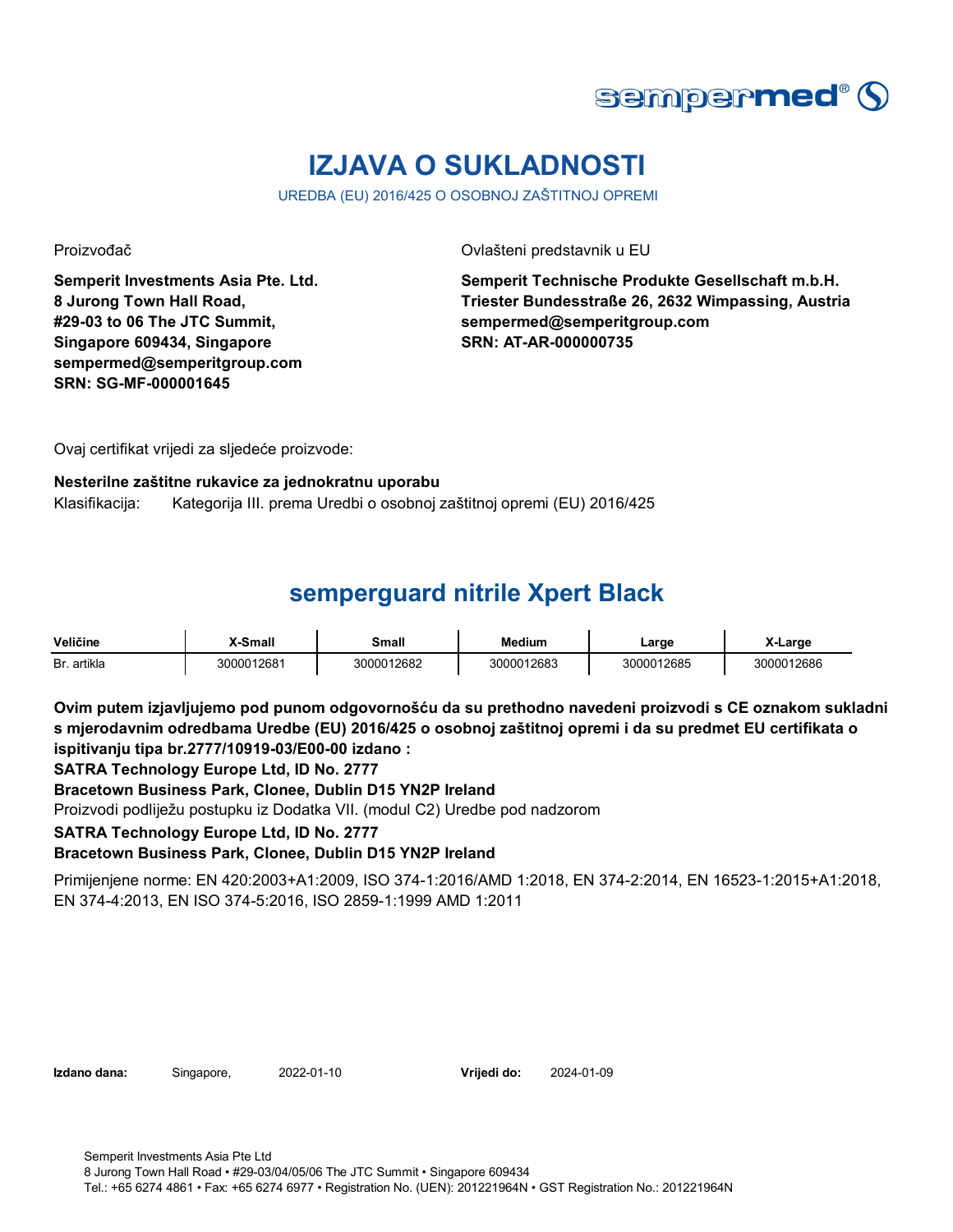# IZJAVA O SUKLADNOSTI

UREDBA (EU) 2016/425 O OSOBNOJ ZAŠTITNOJ OPREMI

Proizvođač

**Semperit Investments Asia Pte. Ltd.**
**8 Jurong Town Hall Road,**
**#29-03 to 06 The JTC Summit,**
**Singapore 609434, Singapore**
**sempermed@semperitgroup.com**
**SRN: SG-MF-000001645**

Ovlašteni predstavnik u EU

**Semperit Technische Produkte Gesellschaft m.b.H.**
**Triester Bundesstraße 26, 2632 Wimpassing, Austria**
**sempermed@semperitgroup.com**
**SRN: AT-AR-000000735**

Ovaj certifikat vrijedi za sljedeće proizvode:

**Nesterilne zaštitne rukavice za jednokratnu uporabu**

Klasifikacija: Kategorija III. prema Uredbi o osobnoj zaštitnoj opremi (EU) 2016/425

## semperguard nitrile Xpert Black

| Veličine | X-Small | Small | Medium | Large | X-Large |
|---|---|---|---|---|---|
| Br. artikla | 3000012681 | 3000012682 | 3000012683 | 3000012685 | 3000012686 |

**Ovim putem izjavljujemo pod punom odgovornošću da su prethodno navedeni proizvodi s CE oznakom sukladni s mjerodavnim odredbama Uredbe (EU) 2016/425 o osobnoj zaštitnoj opremi i da su predmet EU certifikata o ispitivanju tipa br.2777/10919-03/E00-00 izdano :**

**SATRA Technology Europe Ltd, ID No. 2777**

**Bracetown Business Park, Clonee, Dublin D15 YN2P Ireland**

Proizvodi podliježu postupku iz Dodatka VII. (modul C2) Uredbe pod nadzorom

**SATRA Technology Europe Ltd, ID No. 2777**

**Bracetown Business Park, Clonee, Dublin D15 YN2P Ireland**

Primijenjene norme: EN 420:2003+A1:2009, ISO 374-1:2016/AMD 1:2018, EN 374-2:2014, EN 16523-1:2015+A1:2018, EN 374-4:2013, EN ISO 374-5:2016, ISO 2859-1:1999 AMD 1:2011

**Izdano dana:** Singapore, 2022-01-10 **Vrijedi do:** 2024-01-09

Semperit Investments Asia Pte Ltd
8 Jurong Town Hall Road • #29-03/04/05/06 The JTC Summit • Singapore 609434
Tel.: +65 6274 4861 • Fax: +65 6274 6977 • Registration No. (UEN): 201221964N • GST Registration No.: 201221964N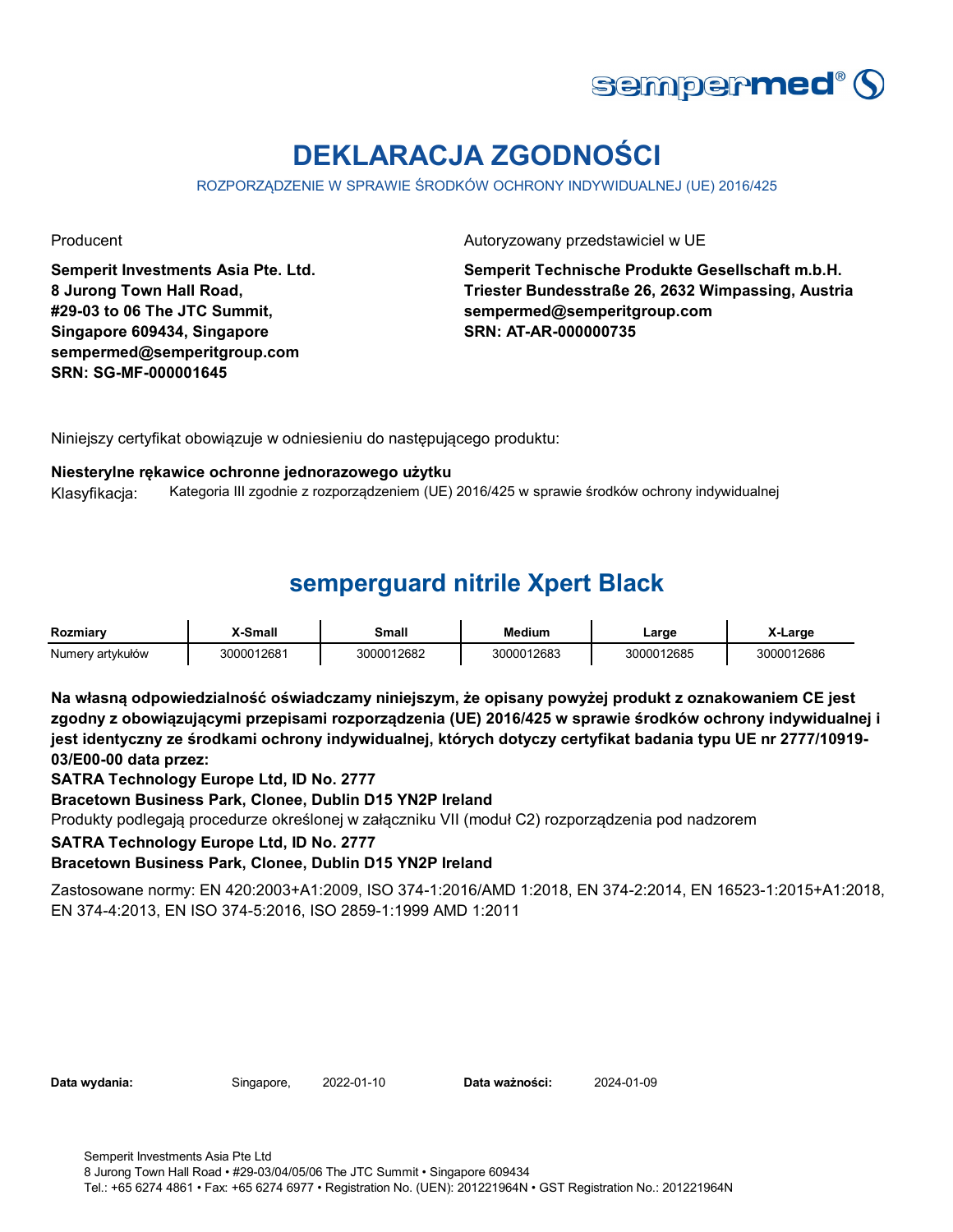# DEKLARACJA ZGODNOŚCI

ROZPORZĄDZENIE W SPRAWIE ŚRODKÓW OCHRONY INDYWIDUALNEJ (UE) 2016/425

Producent

**Semperit Investments Asia Pte. Ltd.**
**8 Jurong Town Hall Road,**
**#29-03 to 06 The JTC Summit,**
**Singapore 609434, Singapore**
**sempermed@semperitgroup.com**
**SRN: SG-MF-000001645**

Autoryzowany przedstawiciel w UE

**Semperit Technische Produkte Gesellschaft m.b.H.**
**Triester Bundesstraße 26, 2632 Wimpassing, Austria**
**sempermed@semperitgroup.com**
**SRN: AT-AR-000000735**

Niniejszy certyfikat obowiązuje w odniesieniu do następującego produktu:

**Niesterylne rękawice ochronne jednorazowego użytku**

Klasyfikacja: Kategoria III zgodnie z rozporządzeniem (UE) 2016/425 w sprawie środków ochrony indywidualnej

## semperguard nitrile Xpert Black

| Rozmiary | X-Small | Small | Medium | Large | X-Large |
|---|---|---|---|---|---|
| Numery artykułów | 3000012681 | 3000012682 | 3000012683 | 3000012685 | 3000012686 |

**Na własną odpowiedzialność oświadczamy niniejszym, że opisany powyżej produkt z oznakowaniem CE jest zgodny z obowiązującymi przepisami rozporządzenia (UE) 2016/425 w sprawie środków ochrony indywidualnej i jest identyczny ze środkami ochrony indywidualnej, których dotyczy certyfikat badania typu UE nr 2777/10919-03/E00-00 data przez:**

**SATRA Technology Europe Ltd, ID No. 2777**
**Bracetown Business Park, Clonee, Dublin D15 YN2P Ireland**

Produkty podlegają procedurze określonej w załączniku VII (moduł C2) rozporządzenia pod nadzorem

**SATRA Technology Europe Ltd, ID No. 2777**
**Bracetown Business Park, Clonee, Dublin D15 YN2P Ireland**

Zastosowane normy: EN 420:2003+A1:2009, ISO 374-1:2016/AMD 1:2018, EN 374-2:2014, EN 16523-1:2015+A1:2018, EN 374-4:2013, EN ISO 374-5:2016, ISO 2859-1:1999 AMD 1:2011

**Data wydania:** Singapore, 2022-01-10 **Data ważności:** 2024-01-09

Semperit Investments Asia Pte Ltd
8 Jurong Town Hall Road • #29-03/04/05/06 The JTC Summit • Singapore 609434
Tel.: +65 6274 4861 • Fax: +65 6274 6977 • Registration No. (UEN): 201221964N • GST Registration No.: 201221964N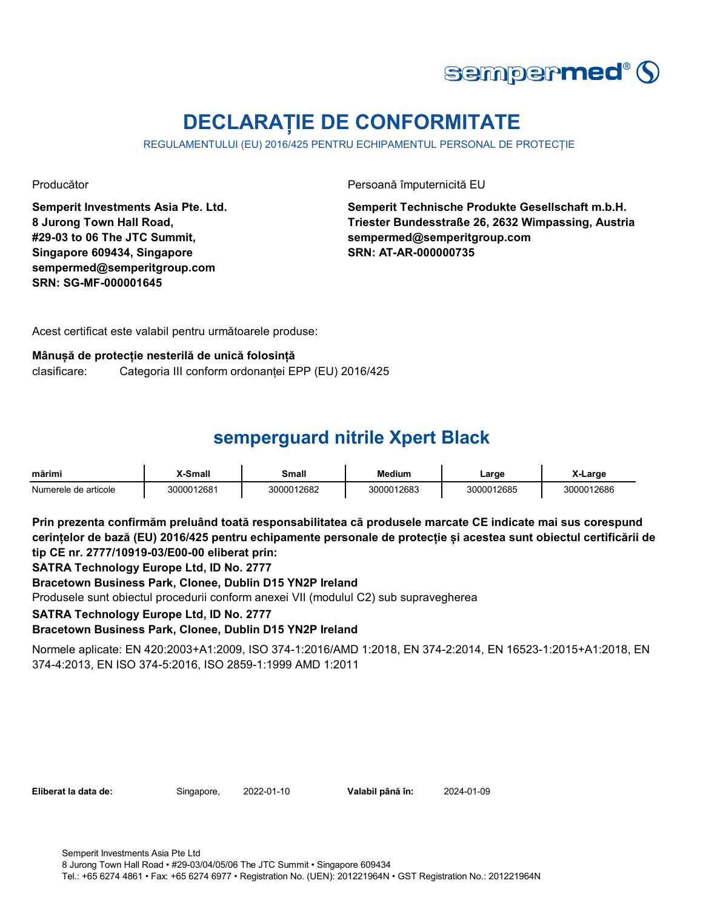# DECLARAȚIE DE CONFORMITATE

REGULAMENTULUI (EU) 2016/425 PENTRU ECHIPAMENTUL PERSONAL DE PROTECȚIE

Producător

**Semperit Investments Asia Pte. Ltd.**
**8 Jurong Town Hall Road,**
**#29-03 to 06 The JTC Summit,**
**Singapore 609434, Singapore**
**sempermed@semperitgroup.com**
**SRN: SG-MF-000001645**

Persoană împuternicită EU

**Semperit Technische Produkte Gesellschaft m.b.H.**
**Triester Bundesstraße 26, 2632 Wimpassing, Austria**
**sempermed@semperitgroup.com**
**SRN: AT-AR-000000735**

Acest certificat este valabil pentru următoarele produse:

**Mânușă de protecție nesterilă de unică folosință**
clasificare: Categoria III conform ordonanței EPP (EU) 2016/425

## semperguard nitrile Xpert Black

| mărimi | X-Small | Small | Medium | Large | X-Large |
|---|---|---|---|---|---|
| Numerele de articole | 3000012681 | 3000012682 | 3000012683 | 3000012685 | 3000012686 |

**Prin prezenta confirmăm preluând toată responsabilitatea că produsele marcate CE indicate mai sus corespund cerințelor de bază (EU) 2016/425 pentru echipamente personale de protecție și acestea sunt obiectul certificării de tip CE nr. 2777/10919-03/E00-00 eliberat prin:**
**SATRA Technology Europe Ltd, ID No. 2777**
**Bracetown Business Park, Clonee, Dublin D15 YN2P Ireland**
Produsele sunt obiectul procedurii conform anexei VII (modulul C2) sub supravegherea
**SATRA Technology Europe Ltd, ID No. 2777**
**Bracetown Business Park, Clonee, Dublin D15 YN2P Ireland**

Normele aplicate: EN 420:2003+A1:2009, ISO 374-1:2016/AMD 1:2018, EN 374-2:2014, EN 16523-1:2015+A1:2018, EN 374-4:2013, EN ISO 374-5:2016, ISO 2859-1:1999 AMD 1:2011

**Eliberat la data de:** Singapore, 2022-01-10 **Valabil până în:** 2024-01-09

Semperit Investments Asia Pte Ltd
8 Jurong Town Hall Road • #29-03/04/05/06 The JTC Summit • Singapore 609434
Tel.: +65 6274 4861 • Fax: +65 6274 6977 • Registration No. (UEN): 201221964N • GST Registration No.: 201221964N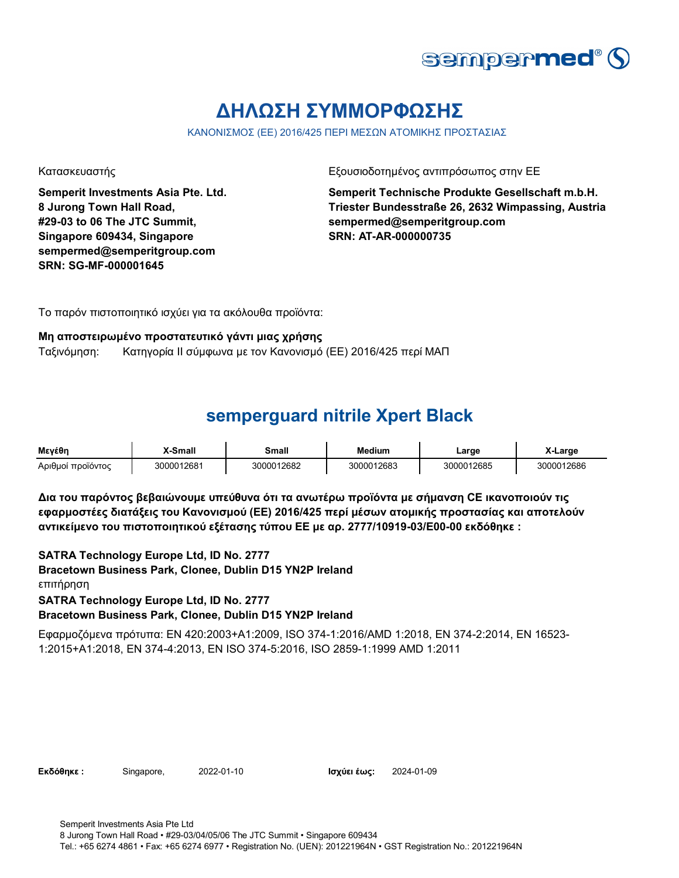# ΔΗΛΩΣΗ ΣΥΜΜΟΡΦΩΣΗΣ

ΚΑΝΟΝΙΣΜΟΣ (ΕΕ) 2016/425 ΠΕΡΙ ΜΕΣΩΝ ΑΤΟΜΙΚΗΣ ΠΡΟΣΤΑΣΙΑΣ

Κατασκευαστής

**Semperit Investments Asia Pte. Ltd.**
**8 Jurong Town Hall Road,**
**#29-03 to 06 The JTC Summit,**
**Singapore 609434, Singapore**
**sempermed@semperitgroup.com**
**SRN: SG-MF-000001645**

Εξουσιοδοτημένος αντιπρόσωπος στην ΕΕ

**Semperit Technische Produkte Gesellschaft m.b.H.**
**Triester Bundesstraße 26, 2632 Wimpassing, Austria**
**sempermed@semperitgroup.com**
**SRN: AT-AR-000000735**

Το παρόν πιστοποιητικό ισχύει για τα ακόλουθα προϊόντα:

**Μη αποστειρωμένο προστατευτικό γάντι μιας χρήσης**

Ταξινόμηση: Κατηγορία II σύμφωνα με τον Κανονισμό (ΕΕ) 2016/425 περί ΜΑΠ

## semperguard nitrile Xpert Black

| Μεγέθη | X-Small | Small | Medium | Large | X-Large |
|---|---|---|---|---|---|
| Αριθμοί προϊόντος | 3000012681 | 3000012682 | 3000012683 | 3000012685 | 3000012686 |

**Δια του παρόντος βεβαιώνουμε υπεύθυνα ότι τα ανωτέρω προϊόντα με σήμανση CE ικανοποιούν τις εφαρμοστέες διατάξεις του Κανονισμού (ΕΕ) 2016/425 περί μέσων ατομικής προστασίας και αποτελούν αντικείμενο του πιστοποιητικού εξέτασης τύπου ΕΕ με αρ. 2777/10919-03/E00-00 εκδόθηκε :**

**SATRA Technology Europe Ltd, ID No. 2777**
**Bracetown Business Park, Clonee, Dublin D15 YN2P Ireland**
επιτήρηση
**SATRA Technology Europe Ltd, ID No. 2777**
**Bracetown Business Park, Clonee, Dublin D15 YN2P Ireland**

Εφαρμοζόμενα πρότυπα: EN 420:2003+A1:2009, ISO 374-1:2016/AMD 1:2018, EN 374-2:2014, EN 16523-1:2015+A1:2018, EN 374-4:2013, EN ISO 374-5:2016, ISO 2859-1:1999 AMD 1:2011

**Εκδόθηκε :** Singapore, 2022-01-10 **Ισχύει έως:** 2024-01-09

Semperit Investments Asia Pte Ltd
8 Jurong Town Hall Road • #29-03/04/05/06 The JTC Summit • Singapore 609434
Tel.: +65 6274 4861 • Fax: +65 6274 6977 • Registration No. (UEN): 201221964N • GST Registration No.: 201221964N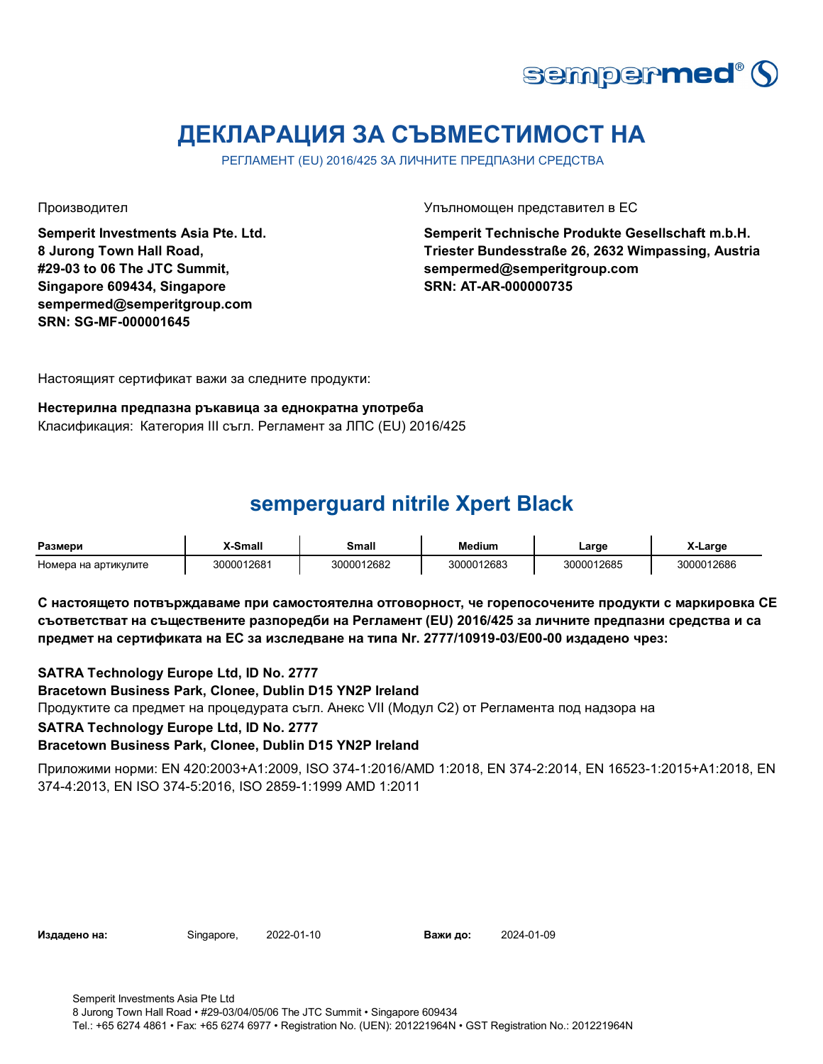# ДЕКЛАРАЦИЯ ЗА СЪВМЕСТИМОСТ НА

РЕГЛАМЕНТ (EU) 2016/425 ЗА ЛИЧНИТЕ ПРЕДПАЗНИ СРЕДСТВА

Производител

**Semperit Investments Asia Pte. Ltd.**
**8 Jurong Town Hall Road,**
**#29-03 to 06 The JTC Summit,**
**Singapore 609434, Singapore**
**sempermed@semperitgroup.com**
**SRN: SG-MF-000001645**

Упълномощен представител в ЕС

**Semperit Technische Produkte Gesellschaft m.b.H.**
**Triester Bundesstraße 26, 2632 Wimpassing, Austria**
**sempermed@semperitgroup.com**
**SRN: AT-AR-000000735**

Настоящият сертификат важи за следните продукти:

**Нестерилна предпазна ръкавица за еднократна употреба**
Класификация: Категория III съгл. Регламент за ЛПС (EU) 2016/425

## semperguard nitrile Xpert Black

| Размери | X-Small | Small | Medium | Large | X-Large |
|---|---|---|---|---|---|
| Номера на артикулите | 3000012681 | 3000012682 | 3000012683 | 3000012685 | 3000012686 |

**С настоящето потвърждаваме при самостоятелна отговорност, че горепосочените продукти с маркировка СЕ съответстват на съществените разпоредби на Регламент (EU) 2016/425 за личните предпазни средства и са предмет на сертификата на ЕС за изследване на типа Nr. 2777/10919-03/E00-00 издадено чрез:**

**SATRA Technology Europe Ltd, ID No. 2777**
**Bracetown Business Park, Clonee, Dublin D15 YN2P Ireland**
Продуктите са предмет на процедурата съгл. Анекс VII (Модул С2) от Регламента под надзора на
**SATRA Technology Europe Ltd, ID No. 2777**
**Bracetown Business Park, Clonee, Dublin D15 YN2P Ireland**

Приложими норми: EN 420:2003+A1:2009, ISO 374-1:2016/AMD 1:2018, EN 374-2:2014, EN 16523-1:2015+A1:2018, EN 374-4:2013, EN ISO 374-5:2016, ISO 2859-1:1999 AMD 1:2011

**Издадено на:** Singapore, 2022-01-10 **Важи до:** 2024-01-09

Semperit Investments Asia Pte Ltd
8 Jurong Town Hall Road • #29-03/04/05/06 The JTC Summit • Singapore 609434
Tel.: +65 6274 4861 • Fax: +65 6274 6977 • Registration No. (UEN): 201221964N • GST Registration No.: 201221964N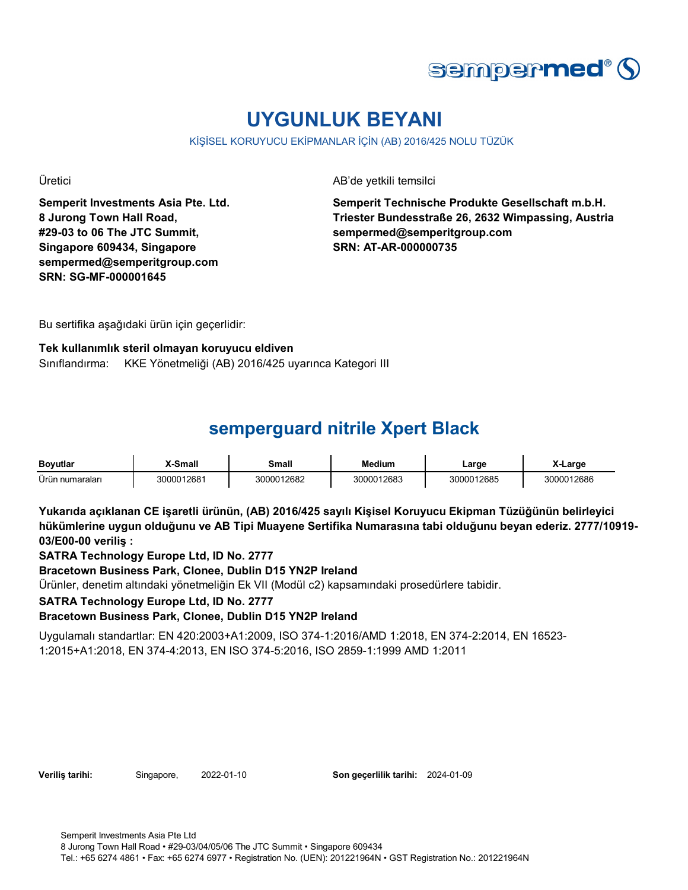# UYGUNLUK BEYANI

KİŞİSEL KORUYUCU EKİPMANLAR İÇİN (AB) 2016/425 NOLU TÜZÜK

Üretici

**Semperit Investments Asia Pte. Ltd.**
**8 Jurong Town Hall Road,**
**#29-03 to 06 The JTC Summit,**
**Singapore 609434, Singapore**
**sempermed@semperitgroup.com**
**SRN: SG-MF-000001645**

AB'de yetkili temsilci

**Semperit Technische Produkte Gesellschaft m.b.H.**
**Triester Bundesstraße 26, 2632 Wimpassing, Austria**
**sempermed@semperitgroup.com**
**SRN: AT-AR-000000735**

Bu sertifika aşağıdaki ürün için geçerlidir:

**Tek kullanımlık steril olmayan koruyucu eldiven**

Sınıflandırma: KKE Yönetmeliği (AB) 2016/425 uyarınca Kategori III

## semperguard nitrile Xpert Black

| Boyutlar | X-Small | Small | Medium | Large | X-Large |
| --- | --- | --- | --- | --- | --- |
| Ürün numaraları | 3000012681 | 3000012682 | 3000012683 | 3000012685 | 3000012686 |

**Yukarıda açıklanan CE işaretli ürünün, (AB) 2016/425 sayılı Kişisel Koruyucu Ekipman Tüzüğünün belirleyici hükümlerine uygun olduğunu ve AB Tipi Muayene Sertifika Numarasına tabi olduğunu beyan ederiz. 2777/10919-03/E00-00 veriliş :**

**SATRA Technology Europe Ltd, ID No. 2777**

**Bracetown Business Park, Clonee, Dublin D15 YN2P Ireland**

Ürünler, denetim altındaki yönetmeliğin Ek VII (Modül c2) kapsamındaki prosedürlere tabidir.

**SATRA Technology Europe Ltd, ID No. 2777**

**Bracetown Business Park, Clonee, Dublin D15 YN2P Ireland**

Uygulamalı standartlar: EN 420:2003+A1:2009, ISO 374-1:2016/AMD 1:2018, EN 374-2:2014, EN 16523-1:2015+A1:2018, EN 374-4:2013, EN ISO 374-5:2016, ISO 2859-1:1999 AMD 1:2011

**Veriliş tarihi:** Singapore, 2022-01-10 **Son geçerlilik tarihi:** 2024-01-09

Semperit Investments Asia Pte Ltd
8 Jurong Town Hall Road • #29-03/04/05/06 The JTC Summit • Singapore 609434
Tel.: +65 6274 4861 • Fax: +65 6274 6977 • Registration No. (UEN): 201221964N • GST Registration No.: 201221964N